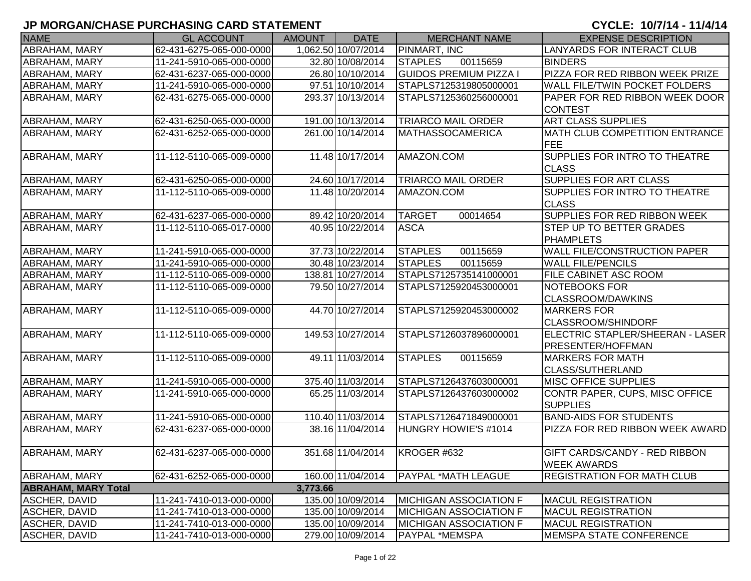# JP MORGAN/CHASE PURCHASING CARD STATEMENT

**CYCLE: 10/7/14 - 11/4/14**

| NAME | GL ACCOUNT | AMOUNT | DATE | MERCHANT NAME | EXPENSE DESCRIPTION |
|---|---|---|---|---|---|
| ABRAHAM, MARY | 62-431-6275-065-000-0000 | 1,062.50 | 10/07/2014 | PINMART, INC | LANYARDS FOR INTERACT CLUB |
| ABRAHAM, MARY | 11-241-5910-065-000-0000 | 32.80 | 10/08/2014 | STAPLES 00115659 | BINDERS |
| ABRAHAM, MARY | 62-431-6237-065-000-0000 | 26.80 | 10/10/2014 | GUIDOS PREMIUM PIZZA I | PIZZA FOR RED RIBBON WEEK PRIZE |
| ABRAHAM, MARY | 11-241-5910-065-000-0000 | 97.51 | 10/10/2014 | STAPLS7125319805000001 | WALL FILE/TWIN POCKET FOLDERS |
| ABRAHAM, MARY | 62-431-6275-065-000-0000 | 293.37 | 10/13/2014 | STAPLS7125360256000001 | PAPER FOR RED RIBBON WEEK DOOR CONTEST |
| ABRAHAM, MARY | 62-431-6250-065-000-0000 | 191.00 | 10/13/2014 | TRIARCO MAIL ORDER | ART CLASS SUPPLIES |
| ABRAHAM, MARY | 62-431-6252-065-000-0000 | 261.00 | 10/14/2014 | MATHASSOCAMERICA | MATH CLUB COMPETITION ENTRANCE FEE |
| ABRAHAM, MARY | 11-112-5110-065-009-0000 | 11.48 | 10/17/2014 | AMAZON.COM | SUPPLIES FOR INTRO TO THEATRE CLASS |
| ABRAHAM, MARY | 62-431-6250-065-000-0000 | 24.60 | 10/17/2014 | TRIARCO MAIL ORDER | SUPPLIES FOR ART CLASS |
| ABRAHAM, MARY | 11-112-5110-065-009-0000 | 11.48 | 10/20/2014 | AMAZON.COM | SUPPLIES FOR INTRO TO THEATRE CLASS |
| ABRAHAM, MARY | 62-431-6237-065-000-0000 | 89.42 | 10/20/2014 | TARGET 00014654 | SUPPLIES FOR RED RIBBON WEEK |
| ABRAHAM, MARY | 11-112-5110-065-017-0000 | 40.95 | 10/22/2014 | ASCA | STEP UP TO BETTER GRADES PHAMPLETS |
| ABRAHAM, MARY | 11-241-5910-065-000-0000 | 37.73 | 10/22/2014 | STAPLES 00115659 | WALL FILE/CONSTRUCTION PAPER |
| ABRAHAM, MARY | 11-241-5910-065-000-0000 | 30.48 | 10/23/2014 | STAPLES 00115659 | WALL FILE/PENCILS |
| ABRAHAM, MARY | 11-112-5110-065-009-0000 | 138.81 | 10/27/2014 | STAPLS7125735141000001 | FILE CABINET ASC ROOM |
| ABRAHAM, MARY | 11-112-5110-065-009-0000 | 79.50 | 10/27/2014 | STAPLS7125920453000001 | NOTEBOOKS FOR CLASSROOM/DAWKINS |
| ABRAHAM, MARY | 11-112-5110-065-009-0000 | 44.70 | 10/27/2014 | STAPLS7125920453000002 | MARKERS FOR CLASSROOM/SHINDORF |
| ABRAHAM, MARY | 11-112-5110-065-009-0000 | 149.53 | 10/27/2014 | STAPLS7126037896000001 | ELECTRIC STAPLER/SHEERAN - LASER PRESENTER/HOFFMAN |
| ABRAHAM, MARY | 11-112-5110-065-009-0000 | 49.11 | 11/03/2014 | STAPLES 00115659 | MARKERS FOR MATH CLASS/SUTHERLAND |
| ABRAHAM, MARY | 11-241-5910-065-000-0000 | 375.40 | 11/03/2014 | STAPLS7126437603000001 | MISC OFFICE SUPPLIES |
| ABRAHAM, MARY | 11-241-5910-065-000-0000 | 65.25 | 11/03/2014 | STAPLS7126437603000002 | CONTR PAPER, CUPS, MISC OFFICE SUPPLIES |
| ABRAHAM, MARY | 11-241-5910-065-000-0000 | 110.40 | 11/03/2014 | STAPLS7126471849000001 | BAND-AIDS FOR STUDENTS |
| ABRAHAM, MARY | 62-431-6237-065-000-0000 | 38.16 | 11/04/2014 | HUNGRY HOWIE'S #1014 | PIZZA FOR RED RIBBON WEEK AWARD |
| ABRAHAM, MARY | 62-431-6237-065-000-0000 | 351.68 | 11/04/2014 | KROGER #632 | GIFT CARDS/CANDY - RED RIBBON WEEK AWARDS |
| ABRAHAM, MARY | 62-431-6252-065-000-0000 | 160.00 | 11/04/2014 | PAYPAL *MATH LEAGUE | REGISTRATION FOR MATH CLUB |
| **ABRAHAM, MARY Total** | | **3,773.66** | | | |
| ASCHER, DAVID | 11-241-7410-013-000-0000 | 135.00 | 10/09/2014 | MICHIGAN ASSOCIATION F | MACUL REGISTRATION |
| ASCHER, DAVID | 11-241-7410-013-000-0000 | 135.00 | 10/09/2014 | MICHIGAN ASSOCIATION F | MACUL REGISTRATION |
| ASCHER, DAVID | 11-241-7410-013-000-0000 | 135.00 | 10/09/2014 | MICHIGAN ASSOCIATION F | MACUL REGISTRATION |
| ASCHER, DAVID | 11-241-7410-013-000-0000 | 279.00 | 10/09/2014 | PAYPAL *MEMSPA | MEMSPA STATE CONFERENCE |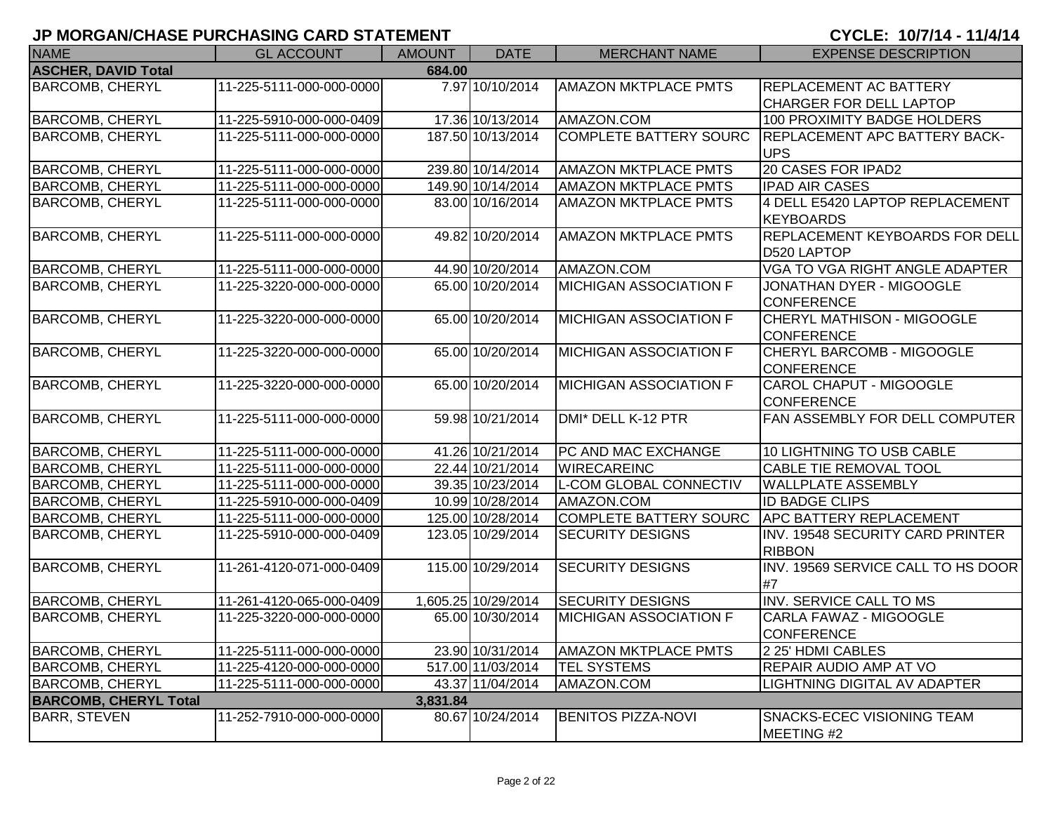## JP MORGAN/CHASE PURCHASING CARD STATEMENT

**CYCLE: 10/7/14 - 11/4/14**

| NAME | GL ACCOUNT | AMOUNT | DATE | MERCHANT NAME | EXPENSE DESCRIPTION |
|---|---|---|---|---|---|
| **ASCHER, DAVID Total** | | **684.00** | | | |
| BARCOMB, CHERYL | 11-225-5111-000-000-0000 | 7.97 | 10/10/2014 | AMAZON MKTPLACE PMTS | REPLACEMENT AC BATTERY CHARGER FOR DELL LAPTOP |
| BARCOMB, CHERYL | 11-225-5910-000-000-0409 | 17.36 | 10/13/2014 | AMAZON.COM | 100 PROXIMITY BADGE HOLDERS |
| BARCOMB, CHERYL | 11-225-5111-000-000-0000 | 187.50 | 10/13/2014 | COMPLETE BATTERY SOURC | REPLACEMENT APC BATTERY BACK-UPS |
| BARCOMB, CHERYL | 11-225-5111-000-000-0000 | 239.80 | 10/14/2014 | AMAZON MKTPLACE PMTS | 20 CASES FOR IPAD2 |
| BARCOMB, CHERYL | 11-225-5111-000-000-0000 | 149.90 | 10/14/2014 | AMAZON MKTPLACE PMTS | IPAD AIR CASES |
| BARCOMB, CHERYL | 11-225-5111-000-000-0000 | 83.00 | 10/16/2014 | AMAZON MKTPLACE PMTS | 4 DELL E5420 LAPTOP REPLACEMENT KEYBOARDS |
| BARCOMB, CHERYL | 11-225-5111-000-000-0000 | 49.82 | 10/20/2014 | AMAZON MKTPLACE PMTS | REPLACEMENT KEYBOARDS FOR DELL D520 LAPTOP |
| BARCOMB, CHERYL | 11-225-5111-000-000-0000 | 44.90 | 10/20/2014 | AMAZON.COM | VGA TO VGA RIGHT ANGLE ADAPTER |
| BARCOMB, CHERYL | 11-225-3220-000-000-0000 | 65.00 | 10/20/2014 | MICHIGAN ASSOCIATION F | JONATHAN DYER - MIGOOGLE CONFERENCE |
| BARCOMB, CHERYL | 11-225-3220-000-000-0000 | 65.00 | 10/20/2014 | MICHIGAN ASSOCIATION F | CHERYL MATHISON - MIGOOGLE CONFERENCE |
| BARCOMB, CHERYL | 11-225-3220-000-000-0000 | 65.00 | 10/20/2014 | MICHIGAN ASSOCIATION F | CHERYL BARCOMB - MIGOOGLE CONFERENCE |
| BARCOMB, CHERYL | 11-225-3220-000-000-0000 | 65.00 | 10/20/2014 | MICHIGAN ASSOCIATION F | CAROL CHAPUT - MIGOOGLE CONFERENCE |
| BARCOMB, CHERYL | 11-225-5111-000-000-0000 | 59.98 | 10/21/2014 | DMI* DELL K-12 PTR | FAN ASSEMBLY FOR DELL COMPUTER |
| BARCOMB, CHERYL | 11-225-5111-000-000-0000 | 41.26 | 10/21/2014 | PC AND MAC EXCHANGE | 10 LIGHTNING TO USB CABLE |
| BARCOMB, CHERYL | 11-225-5111-000-000-0000 | 22.44 | 10/21/2014 | WIRECAREINC | CABLE TIE REMOVAL TOOL |
| BARCOMB, CHERYL | 11-225-5111-000-000-0000 | 39.35 | 10/23/2014 | L-COM GLOBAL CONNECTIV | WALLPLATE ASSEMBLY |
| BARCOMB, CHERYL | 11-225-5910-000-000-0409 | 10.99 | 10/28/2014 | AMAZON.COM | ID BADGE CLIPS |
| BARCOMB, CHERYL | 11-225-5111-000-000-0000 | 125.00 | 10/28/2014 | COMPLETE BATTERY SOURC | APC BATTERY REPLACEMENT |
| BARCOMB, CHERYL | 11-225-5910-000-000-0409 | 123.05 | 10/29/2014 | SECURITY DESIGNS | INV. 19548 SECURITY CARD PRINTER RIBBON |
| BARCOMB, CHERYL | 11-261-4120-071-000-0409 | 115.00 | 10/29/2014 | SECURITY DESIGNS | INV. 19569 SERVICE CALL TO HS DOOR #7 |
| BARCOMB, CHERYL | 11-261-4120-065-000-0409 | 1,605.25 | 10/29/2014 | SECURITY DESIGNS | INV. SERVICE CALL TO MS |
| BARCOMB, CHERYL | 11-225-3220-000-000-0000 | 65.00 | 10/30/2014 | MICHIGAN ASSOCIATION F | CARLA FAWAZ - MIGOOGLE CONFERENCE |
| BARCOMB, CHERYL | 11-225-5111-000-000-0000 | 23.90 | 10/31/2014 | AMAZON MKTPLACE PMTS | 2 25' HDMI CABLES |
| BARCOMB, CHERYL | 11-225-4120-000-000-0000 | 517.00 | 11/03/2014 | TEL SYSTEMS | REPAIR AUDIO AMP AT VO |
| BARCOMB, CHERYL | 11-225-5111-000-000-0000 | 43.37 | 11/04/2014 | AMAZON.COM | LIGHTNING DIGITAL AV ADAPTER |
| **BARCOMB, CHERYL Total** | | **3,831.84** | | | |
| BARR, STEVEN | 11-252-7910-000-000-0000 | 80.67 | 10/24/2014 | BENITOS PIZZA-NOVI | SNACKS-ECEC VISIONING TEAM MEETING #2 |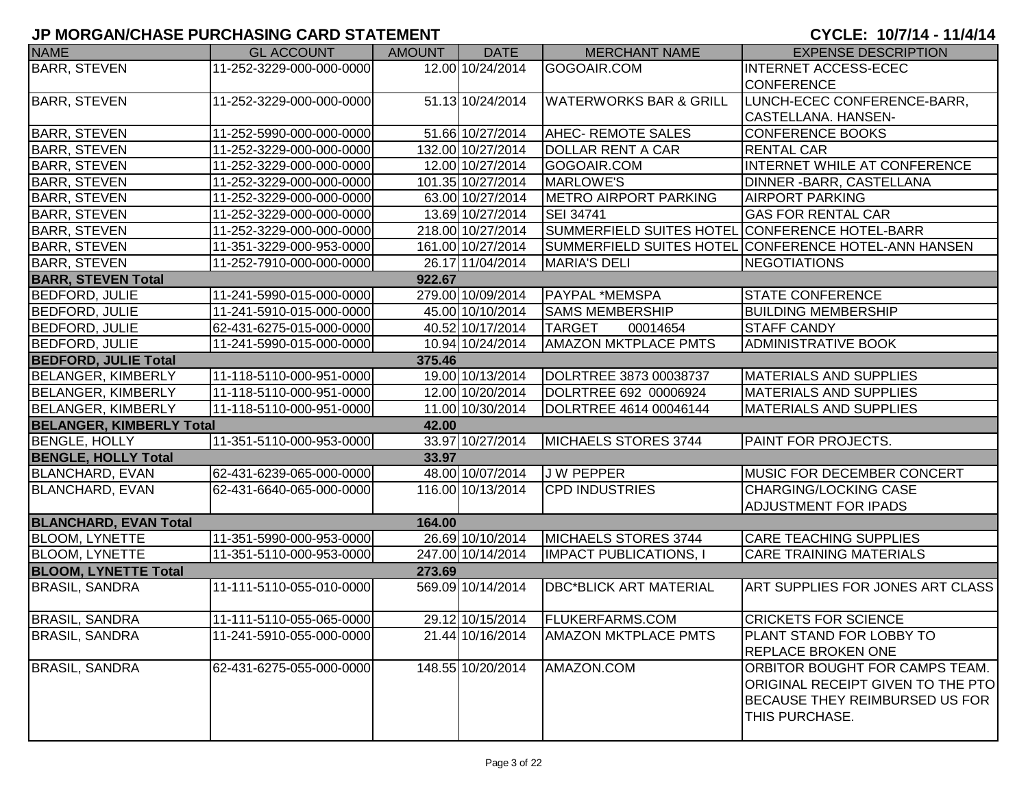# JP MORGAN/CHASE PURCHASING CARD STATEMENT

**CYCLE: 10/7/14 - 11/4/14**

| NAME | GL ACCOUNT | AMOUNT | DATE | MERCHANT NAME | EXPENSE DESCRIPTION |
|---|---|---|---|---|---|
| BARR, STEVEN | 11-252-3229-000-000-0000 | 12.00 | 10/24/2014 | GOGOAIR.COM | INTERNET ACCESS-ECEC CONFERENCE |
| BARR, STEVEN | 11-252-3229-000-000-0000 | 51.13 | 10/24/2014 | WATERWORKS BAR & GRILL | LUNCH-ECEC CONFERENCE-BARR, CASTELLANA. HANSEN- |
| BARR, STEVEN | 11-252-5990-000-000-0000 | 51.66 | 10/27/2014 | AHEC- REMOTE SALES | CONFERENCE BOOKS |
| BARR, STEVEN | 11-252-3229-000-000-0000 | 132.00 | 10/27/2014 | DOLLAR RENT A CAR | RENTAL CAR |
| BARR, STEVEN | 11-252-3229-000-000-0000 | 12.00 | 10/27/2014 | GOGOAIR.COM | INTERNET WHILE AT CONFERENCE |
| BARR, STEVEN | 11-252-3229-000-000-0000 | 101.35 | 10/27/2014 | MARLOWE'S | DINNER -BARR, CASTELLANA |
| BARR, STEVEN | 11-252-3229-000-000-0000 | 63.00 | 10/27/2014 | METRO AIRPORT PARKING | AIRPORT PARKING |
| BARR, STEVEN | 11-252-3229-000-000-0000 | 13.69 | 10/27/2014 | SEI 34741 | GAS FOR RENTAL CAR |
| BARR, STEVEN | 11-252-3229-000-000-0000 | 218.00 | 10/27/2014 | SUMMERFIELD SUITES HOTEL | CONFERENCE HOTEL-BARR |
| BARR, STEVEN | 11-351-3229-000-953-0000 | 161.00 | 10/27/2014 | SUMMERFIELD SUITES HOTEL | CONFERENCE HOTEL-ANN HANSEN |
| BARR, STEVEN | 11-252-7910-000-000-0000 | 26.17 | 11/04/2014 | MARIA'S DELI | NEGOTIATIONS |
| **BARR, STEVEN Total** | | **922.67** | | | |
| BEDFORD, JULIE | 11-241-5990-015-000-0000 | 279.00 | 10/09/2014 | PAYPAL *MEMSPA | STATE CONFERENCE |
| BEDFORD, JULIE | 11-241-5910-015-000-0000 | 45.00 | 10/10/2014 | SAMS MEMBERSHIP | BUILDING MEMBERSHIP |
| BEDFORD, JULIE | 62-431-6275-015-000-0000 | 40.52 | 10/17/2014 | TARGET 00014654 | STAFF CANDY |
| BEDFORD, JULIE | 11-241-5990-015-000-0000 | 10.94 | 10/24/2014 | AMAZON MKTPLACE PMTS | ADMINISTRATIVE BOOK |
| **BEDFORD, JULIE Total** | | **375.46** | | | |
| BELANGER, KIMBERLY | 11-118-5110-000-951-0000 | 19.00 | 10/13/2014 | DOLRTREE 3873 00038737 | MATERIALS AND SUPPLIES |
| BELANGER, KIMBERLY | 11-118-5110-000-951-0000 | 12.00 | 10/20/2014 | DOLRTREE 692 00006924 | MATERIALS AND SUPPLIES |
| BELANGER, KIMBERLY | 11-118-5110-000-951-0000 | 11.00 | 10/30/2014 | DOLRTREE 4614 00046144 | MATERIALS AND SUPPLIES |
| **BELANGER, KIMBERLY Total** | | **42.00** | | | |
| BENGLE, HOLLY | 11-351-5110-000-953-0000 | 33.97 | 10/27/2014 | MICHAELS STORES 3744 | PAINT FOR PROJECTS. |
| **BENGLE, HOLLY Total** | | **33.97** | | | |
| BLANCHARD, EVAN | 62-431-6239-065-000-0000 | 48.00 | 10/07/2014 | J W PEPPER | MUSIC FOR DECEMBER CONCERT |
| BLANCHARD, EVAN | 62-431-6640-065-000-0000 | 116.00 | 10/13/2014 | CPD INDUSTRIES | CHARGING/LOCKING CASE ADJUSTMENT FOR IPADS |
| **BLANCHARD, EVAN Total** | | **164.00** | | | |
| BLOOM, LYNETTE | 11-351-5990-000-953-0000 | 26.69 | 10/10/2014 | MICHAELS STORES 3744 | CARE TEACHING SUPPLIES |
| BLOOM, LYNETTE | 11-351-5110-000-953-0000 | 247.00 | 10/14/2014 | IMPACT PUBLICATIONS, I | CARE TRAINING MATERIALS |
| **BLOOM, LYNETTE Total** | | **273.69** | | | |
| BRASIL, SANDRA | 11-111-5110-055-010-0000 | 569.09 | 10/14/2014 | DBC*BLICK ART MATERIAL | ART SUPPLIES FOR JONES ART CLASS |
| BRASIL, SANDRA | 11-111-5110-055-065-0000 | 29.12 | 10/15/2014 | FLUKERFARMS.COM | CRICKETS FOR SCIENCE |
| BRASIL, SANDRA | 11-241-5910-055-000-0000 | 21.44 | 10/16/2014 | AMAZON MKTPLACE PMTS | PLANT STAND FOR LOBBY TO REPLACE BROKEN ONE |
| BRASIL, SANDRA | 62-431-6275-055-000-0000 | 148.55 | 10/20/2014 | AMAZON.COM | ORBITOR BOUGHT FOR CAMPS TEAM. ORIGINAL RECEIPT GIVEN TO THE PTO BECAUSE THEY REIMBURSED US FOR THIS PURCHASE. |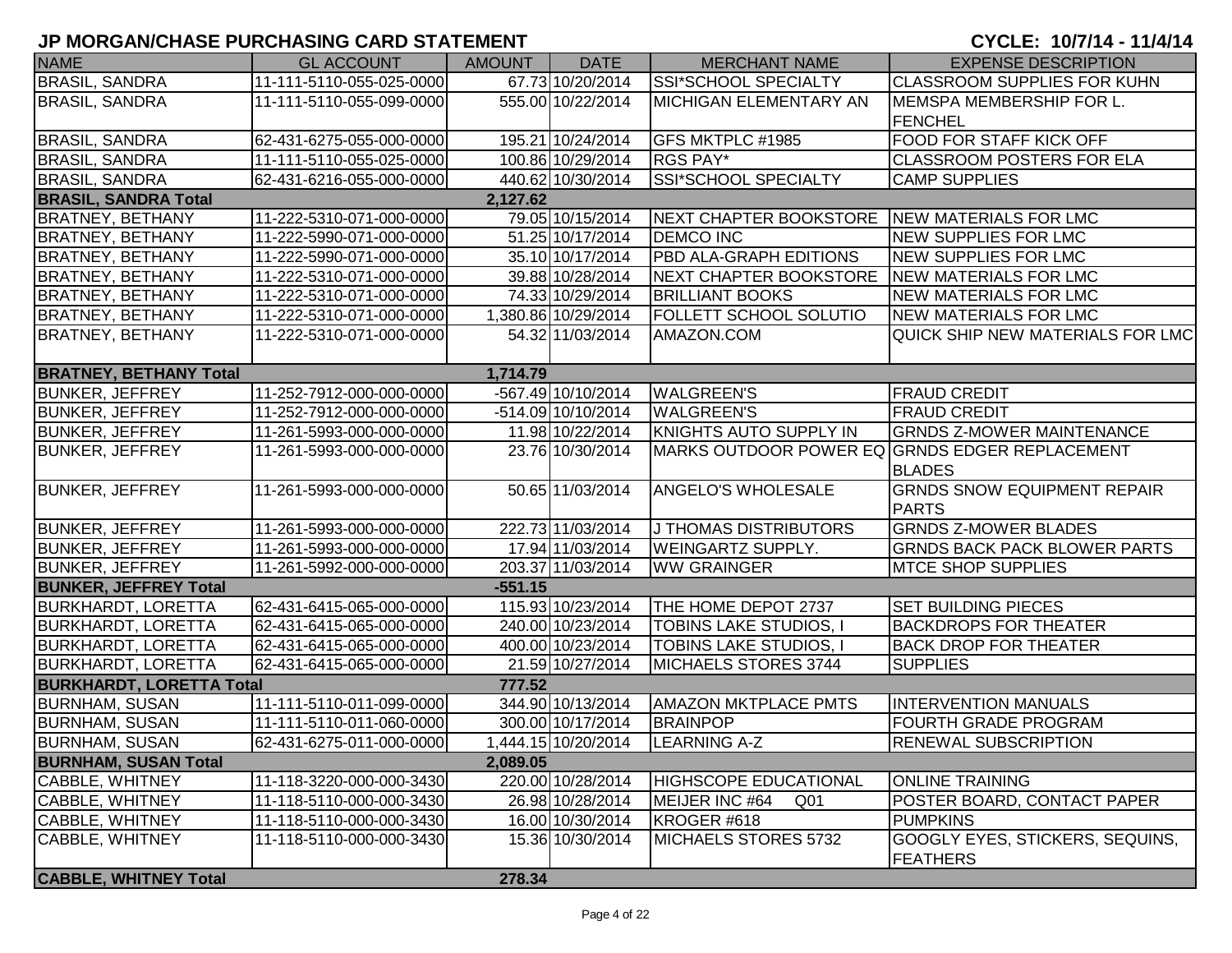# JP MORGAN/CHASE PURCHASING CARD STATEMENT

**CYCLE: 10/7/14 - 11/4/14**

| NAME | GL ACCOUNT | AMOUNT | DATE | MERCHANT NAME | EXPENSE DESCRIPTION |
|---|---|---|---|---|---|
| BRASIL, SANDRA | 11-111-5110-055-025-0000 | 67.73 | 10/20/2014 | SSI*SCHOOL SPECIALTY | CLASSROOM SUPPLIES FOR KUHN |
| BRASIL, SANDRA | 11-111-5110-055-099-0000 | 555.00 | 10/22/2014 | MICHIGAN ELEMENTARY AN | MEMSPA MEMBERSHIP FOR L. FENCHEL |
| BRASIL, SANDRA | 62-431-6275-055-000-0000 | 195.21 | 10/24/2014 | GFS MKTPLC #1985 | FOOD FOR STAFF KICK OFF |
| BRASIL, SANDRA | 11-111-5110-055-025-0000 | 100.86 | 10/29/2014 | RGS PAY* | CLASSROOM POSTERS FOR ELA |
| BRASIL, SANDRA | 62-431-6216-055-000-0000 | 440.62 | 10/30/2014 | SSI*SCHOOL SPECIALTY | CAMP SUPPLIES |
| **BRASIL, SANDRA Total** | | **2,127.62** | | | |
| BRATNEY, BETHANY | 11-222-5310-071-000-0000 | 79.05 | 10/15/2014 | NEXT CHAPTER BOOKSTORE | NEW MATERIALS FOR LMC |
| BRATNEY, BETHANY | 11-222-5990-071-000-0000 | 51.25 | 10/17/2014 | DEMCO INC | NEW SUPPLIES FOR LMC |
| BRATNEY, BETHANY | 11-222-5990-071-000-0000 | 35.10 | 10/17/2014 | PBD ALA-GRAPH EDITIONS | NEW SUPPLIES FOR LMC |
| BRATNEY, BETHANY | 11-222-5310-071-000-0000 | 39.88 | 10/28/2014 | NEXT CHAPTER BOOKSTORE | NEW MATERIALS FOR LMC |
| BRATNEY, BETHANY | 11-222-5310-071-000-0000 | 74.33 | 10/29/2014 | BRILLIANT BOOKS | NEW MATERIALS FOR LMC |
| BRATNEY, BETHANY | 11-222-5310-071-000-0000 | 1,380.86 | 10/29/2014 | FOLLETT SCHOOL SOLUTIO | NEW MATERIALS FOR LMC |
| BRATNEY, BETHANY | 11-222-5310-071-000-0000 | 54.32 | 11/03/2014 | AMAZON.COM | QUICK SHIP NEW MATERIALS FOR LMC |
| **BRATNEY, BETHANY Total** | | **1,714.79** | | | |
| BUNKER, JEFFREY | 11-252-7912-000-000-0000 | -567.49 | 10/10/2014 | WALGREEN'S | FRAUD CREDIT |
| BUNKER, JEFFREY | 11-252-7912-000-000-0000 | -514.09 | 10/10/2014 | WALGREEN'S | FRAUD CREDIT |
| BUNKER, JEFFREY | 11-261-5993-000-000-0000 | 11.98 | 10/22/2014 | KNIGHTS AUTO SUPPLY IN | GRNDS Z-MOWER MAINTENANCE |
| BUNKER, JEFFREY | 11-261-5993-000-000-0000 | 23.76 | 10/30/2014 | MARKS OUTDOOR POWER EQ | GRNDS EDGER REPLACEMENT BLADES |
| BUNKER, JEFFREY | 11-261-5993-000-000-0000 | 50.65 | 11/03/2014 | ANGELO'S WHOLESALE | GRNDS SNOW EQUIPMENT REPAIR PARTS |
| BUNKER, JEFFREY | 11-261-5993-000-000-0000 | 222.73 | 11/03/2014 | J THOMAS DISTRIBUTORS | GRNDS Z-MOWER BLADES |
| BUNKER, JEFFREY | 11-261-5993-000-000-0000 | 17.94 | 11/03/2014 | WEINGARTZ SUPPLY. | GRNDS BACK PACK BLOWER PARTS |
| BUNKER, JEFFREY | 11-261-5992-000-000-0000 | 203.37 | 11/03/2014 | WW GRAINGER | MTCE SHOP SUPPLIES |
| **BUNKER, JEFFREY Total** | | **-551.15** | | | |
| BURKHARDT, LORETTA | 62-431-6415-065-000-0000 | 115.93 | 10/23/2014 | THE HOME DEPOT 2737 | SET BUILDING PIECES |
| BURKHARDT, LORETTA | 62-431-6415-065-000-0000 | 240.00 | 10/23/2014 | TOBINS LAKE STUDIOS, I | BACKDROPS FOR THEATER |
| BURKHARDT, LORETTA | 62-431-6415-065-000-0000 | 400.00 | 10/23/2014 | TOBINS LAKE STUDIOS, I | BACK DROP FOR THEATER |
| BURKHARDT, LORETTA | 62-431-6415-065-000-0000 | 21.59 | 10/27/2014 | MICHAELS STORES 3744 | SUPPLIES |
| **BURKHARDT, LORETTA Total** | | **777.52** | | | |
| BURNHAM, SUSAN | 11-111-5110-011-099-0000 | 344.90 | 10/13/2014 | AMAZON MKTPLACE PMTS | INTERVENTION MANUALS |
| BURNHAM, SUSAN | 11-111-5110-011-060-0000 | 300.00 | 10/17/2014 | BRAINPOP | FOURTH GRADE PROGRAM |
| BURNHAM, SUSAN | 62-431-6275-011-000-0000 | 1,444.15 | 10/20/2014 | LEARNING A-Z | RENEWAL SUBSCRIPTION |
| **BURNHAM, SUSAN Total** | | **2,089.05** | | | |
| CABBLE, WHITNEY | 11-118-3220-000-000-3430 | 220.00 | 10/28/2014 | HIGHSCOPE EDUCATIONAL | ONLINE TRAINING |
| CABBLE, WHITNEY | 11-118-5110-000-000-3430 | 26.98 | 10/28/2014 | MEIJER INC #64 Q01 | POSTER BOARD, CONTACT PAPER |
| CABBLE, WHITNEY | 11-118-5110-000-000-3430 | 16.00 | 10/30/2014 | KROGER #618 | PUMPKINS |
| CABBLE, WHITNEY | 11-118-5110-000-000-3430 | 15.36 | 10/30/2014 | MICHAELS STORES 5732 | GOOGLY EYES, STICKERS, SEQUINS, FEATHERS |
| **CABBLE, WHITNEY Total** | | **278.34** | | | |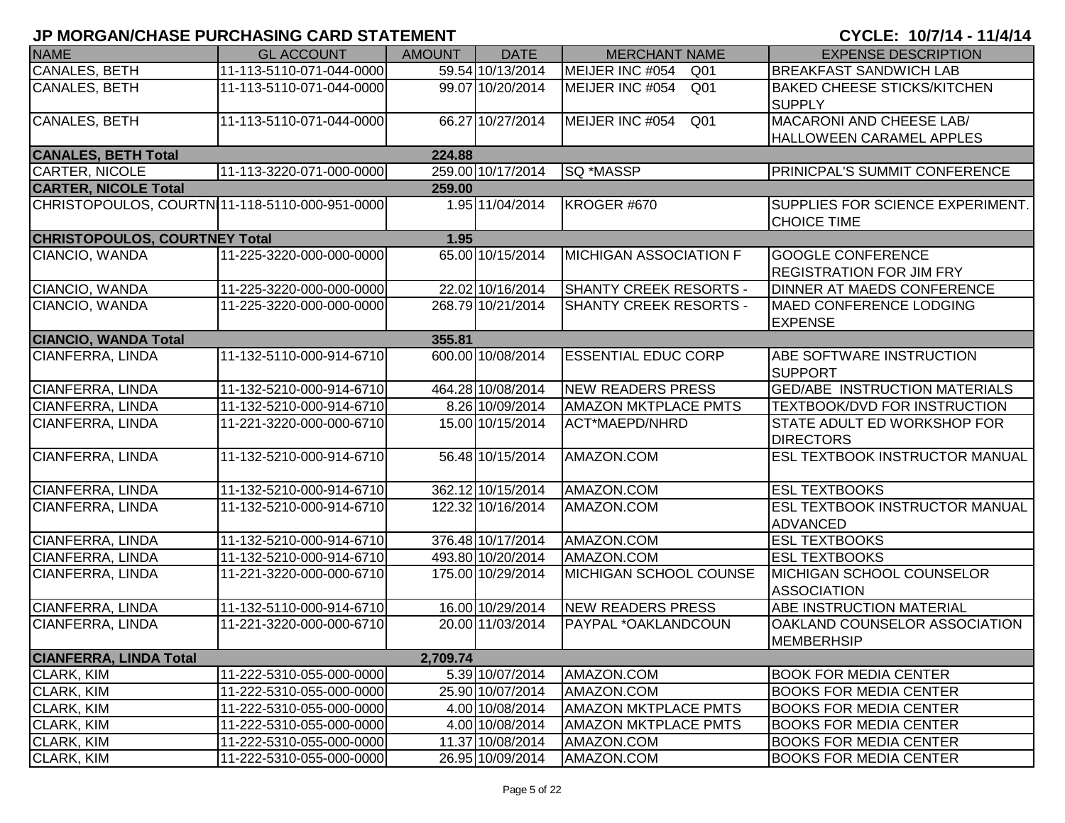# JP MORGAN/CHASE PURCHASING CARD STATEMENT

**CYCLE: 10/7/14 - 11/4/14**

| NAME | GL ACCOUNT | AMOUNT | DATE | MERCHANT NAME | EXPENSE DESCRIPTION |
|---|---|---|---|---|---|
| CANALES, BETH | 11-113-5110-071-044-0000 | 59.54 | 10/13/2014 | MEIJER INC #054 Q01 | BREAKFAST SANDWICH LAB |
| CANALES, BETH | 11-113-5110-071-044-0000 | 99.07 | 10/20/2014 | MEIJER INC #054 Q01 | BAKED CHEESE STICKS/KITCHEN SUPPLY |
| CANALES, BETH | 11-113-5110-071-044-0000 | 66.27 | 10/27/2014 | MEIJER INC #054 Q01 | MACARONI AND CHEESE LAB/ HALLOWEEN CARAMEL APPLES |
| **CANALES, BETH Total** | | **224.88** | | | |
| CARTER, NICOLE | 11-113-3220-071-000-0000 | 259.00 | 10/17/2014 | SQ *MASSP | PRINICPAL'S SUMMIT CONFERENCE |
| **CARTER, NICOLE Total** | | **259.00** | | | |
| CHRISTOPOULOS, COURTN | 11-118-5110-000-951-0000 | 1.95 | 11/04/2014 | KROGER #670 | SUPPLIES FOR SCIENCE EXPERIMENT. CHOICE TIME |
| **CHRISTOPOULOS, COURTNEY Total** | | **1.95** | | | |
| CIANCIO, WANDA | 11-225-3220-000-000-0000 | 65.00 | 10/15/2014 | MICHIGAN ASSOCIATION F | GOOGLE CONFERENCE REGISTRATION FOR JIM FRY |
| CIANCIO, WANDA | 11-225-3220-000-000-0000 | 22.02 | 10/16/2014 | SHANTY CREEK RESORTS - | DINNER AT MAEDS CONFERENCE |
| CIANCIO, WANDA | 11-225-3220-000-000-0000 | 268.79 | 10/21/2014 | SHANTY CREEK RESORTS - | MAED CONFERENCE LODGING EXPENSE |
| **CIANCIO, WANDA Total** | | **355.81** | | | |
| CIANFERRA, LINDA | 11-132-5110-000-914-6710 | 600.00 | 10/08/2014 | ESSENTIAL EDUC CORP | ABE SOFTWARE INSTRUCTION SUPPORT |
| CIANFERRA, LINDA | 11-132-5210-000-914-6710 | 464.28 | 10/08/2014 | NEW READERS PRESS | GED/ABE INSTRUCTION MATERIALS |
| CIANFERRA, LINDA | 11-132-5210-000-914-6710 | 8.26 | 10/09/2014 | AMAZON MKTPLACE PMTS | TEXTBOOK/DVD FOR INSTRUCTION |
| CIANFERRA, LINDA | 11-221-3220-000-000-6710 | 15.00 | 10/15/2014 | ACT*MAEPD/NHRD | STATE ADULT ED WORKSHOP FOR DIRECTORS |
| CIANFERRA, LINDA | 11-132-5210-000-914-6710 | 56.48 | 10/15/2014 | AMAZON.COM | ESL TEXTBOOK INSTRUCTOR MANUAL |
| CIANFERRA, LINDA | 11-132-5210-000-914-6710 | 362.12 | 10/15/2014 | AMAZON.COM | ESL TEXTBOOKS |
| CIANFERRA, LINDA | 11-132-5210-000-914-6710 | 122.32 | 10/16/2014 | AMAZON.COM | ESL TEXTBOOK INSTRUCTOR MANUAL ADVANCED |
| CIANFERRA, LINDA | 11-132-5210-000-914-6710 | 376.48 | 10/17/2014 | AMAZON.COM | ESL TEXTBOOKS |
| CIANFERRA, LINDA | 11-132-5210-000-914-6710 | 493.80 | 10/20/2014 | AMAZON.COM | ESL TEXTBOOKS |
| CIANFERRA, LINDA | 11-221-3220-000-000-6710 | 175.00 | 10/29/2014 | MICHIGAN SCHOOL COUNSE | MICHIGAN SCHOOL COUNSELOR ASSOCIATION |
| CIANFERRA, LINDA | 11-132-5110-000-914-6710 | 16.00 | 10/29/2014 | NEW READERS PRESS | ABE INSTRUCTION MATERIAL |
| CIANFERRA, LINDA | 11-221-3220-000-000-6710 | 20.00 | 11/03/2014 | PAYPAL *OAKLANDCOUN | OAKLAND COUNSELOR ASSOCIATION MEMBERHSIP |
| **CIANFERRA, LINDA Total** | | **2,709.74** | | | |
| CLARK, KIM | 11-222-5310-055-000-0000 | 5.39 | 10/07/2014 | AMAZON.COM | BOOK FOR MEDIA CENTER |
| CLARK, KIM | 11-222-5310-055-000-0000 | 25.90 | 10/07/2014 | AMAZON.COM | BOOKS FOR MEDIA CENTER |
| CLARK, KIM | 11-222-5310-055-000-0000 | 4.00 | 10/08/2014 | AMAZON MKTPLACE PMTS | BOOKS FOR MEDIA CENTER |
| CLARK, KIM | 11-222-5310-055-000-0000 | 4.00 | 10/08/2014 | AMAZON MKTPLACE PMTS | BOOKS FOR MEDIA CENTER |
| CLARK, KIM | 11-222-5310-055-000-0000 | 11.37 | 10/08/2014 | AMAZON.COM | BOOKS FOR MEDIA CENTER |
| CLARK, KIM | 11-222-5310-055-000-0000 | 26.95 | 10/09/2014 | AMAZON.COM | BOOKS FOR MEDIA CENTER |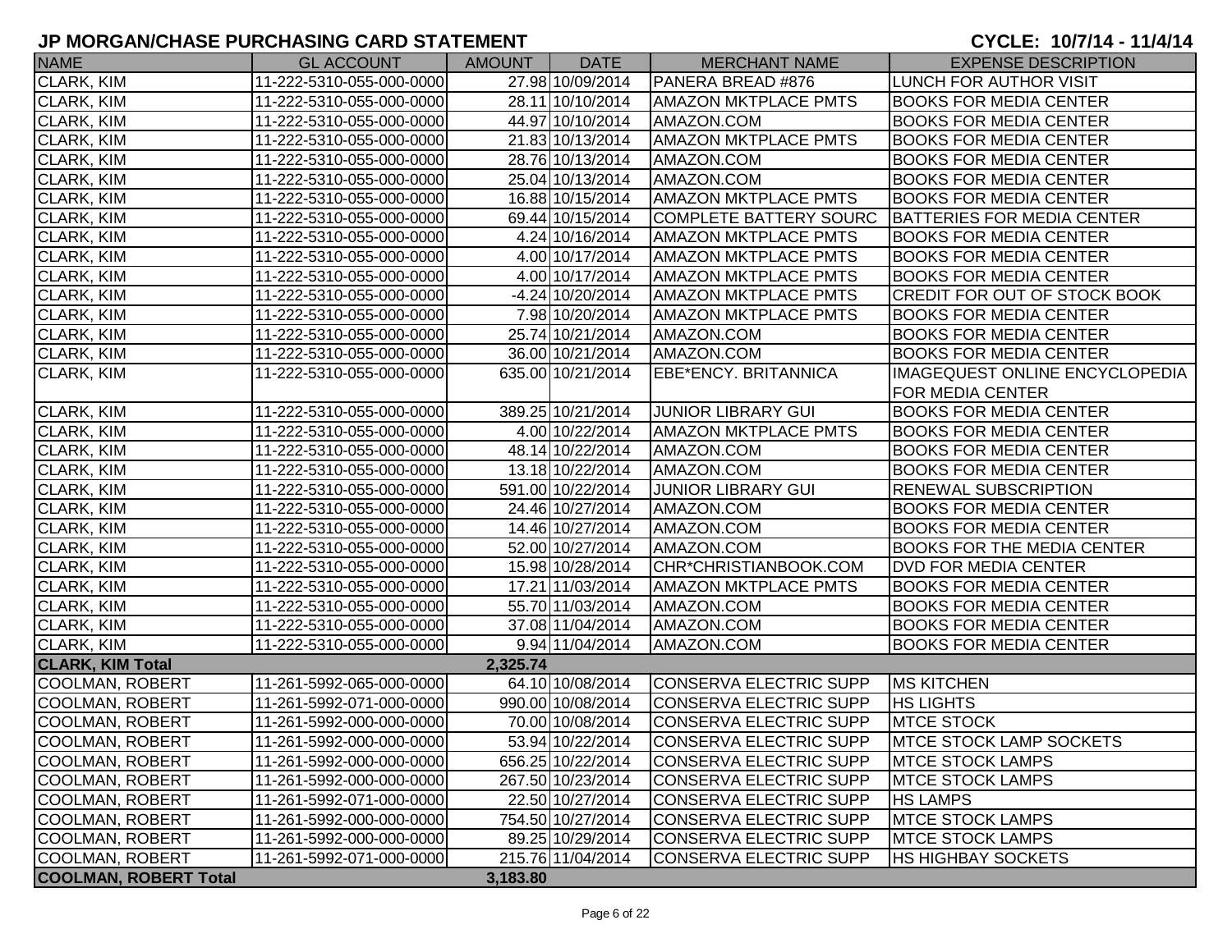## JP MORGAN/CHASE PURCHASING CARD STATEMENT

**CYCLE: 10/7/14 - 11/4/14**

| NAME | GL ACCOUNT | AMOUNT | DATE | MERCHANT NAME | EXPENSE DESCRIPTION |
|---|---|---|---|---|---|
| CLARK, KIM | 11-222-5310-055-000-0000 | 27.98 | 10/09/2014 | PANERA BREAD #876 | LUNCH FOR AUTHOR VISIT |
| CLARK, KIM | 11-222-5310-055-000-0000 | 28.11 | 10/10/2014 | AMAZON MKTPLACE PMTS | BOOKS FOR MEDIA CENTER |
| CLARK, KIM | 11-222-5310-055-000-0000 | 44.97 | 10/10/2014 | AMAZON.COM | BOOKS FOR MEDIA CENTER |
| CLARK, KIM | 11-222-5310-055-000-0000 | 21.83 | 10/13/2014 | AMAZON MKTPLACE PMTS | BOOKS FOR MEDIA CENTER |
| CLARK, KIM | 11-222-5310-055-000-0000 | 28.76 | 10/13/2014 | AMAZON.COM | BOOKS FOR MEDIA CENTER |
| CLARK, KIM | 11-222-5310-055-000-0000 | 25.04 | 10/13/2014 | AMAZON.COM | BOOKS FOR MEDIA CENTER |
| CLARK, KIM | 11-222-5310-055-000-0000 | 16.88 | 10/15/2014 | AMAZON MKTPLACE PMTS | BOOKS FOR MEDIA CENTER |
| CLARK, KIM | 11-222-5310-055-000-0000 | 69.44 | 10/15/2014 | COMPLETE BATTERY SOURC | BATTERIES FOR MEDIA CENTER |
| CLARK, KIM | 11-222-5310-055-000-0000 | 4.24 | 10/16/2014 | AMAZON MKTPLACE PMTS | BOOKS FOR MEDIA CENTER |
| CLARK, KIM | 11-222-5310-055-000-0000 | 4.00 | 10/17/2014 | AMAZON MKTPLACE PMTS | BOOKS FOR MEDIA CENTER |
| CLARK, KIM | 11-222-5310-055-000-0000 | 4.00 | 10/17/2014 | AMAZON MKTPLACE PMTS | BOOKS FOR MEDIA CENTER |
| CLARK, KIM | 11-222-5310-055-000-0000 | -4.24 | 10/20/2014 | AMAZON MKTPLACE PMTS | CREDIT FOR OUT OF STOCK BOOK |
| CLARK, KIM | 11-222-5310-055-000-0000 | 7.98 | 10/20/2014 | AMAZON MKTPLACE PMTS | BOOKS FOR MEDIA CENTER |
| CLARK, KIM | 11-222-5310-055-000-0000 | 25.74 | 10/21/2014 | AMAZON.COM | BOOKS FOR MEDIA CENTER |
| CLARK, KIM | 11-222-5310-055-000-0000 | 36.00 | 10/21/2014 | AMAZON.COM | BOOKS FOR MEDIA CENTER |
| CLARK, KIM | 11-222-5310-055-000-0000 | 635.00 | 10/21/2014 | EBE*ENCY. BRITANNICA | IMAGEQUEST ONLINE ENCYCLOPEDIA FOR MEDIA CENTER |
| CLARK, KIM | 11-222-5310-055-000-0000 | 389.25 | 10/21/2014 | JUNIOR LIBRARY GUI | BOOKS FOR MEDIA CENTER |
| CLARK, KIM | 11-222-5310-055-000-0000 | 4.00 | 10/22/2014 | AMAZON MKTPLACE PMTS | BOOKS FOR MEDIA CENTER |
| CLARK, KIM | 11-222-5310-055-000-0000 | 48.14 | 10/22/2014 | AMAZON.COM | BOOKS FOR MEDIA CENTER |
| CLARK, KIM | 11-222-5310-055-000-0000 | 13.18 | 10/22/2014 | AMAZON.COM | BOOKS FOR MEDIA CENTER |
| CLARK, KIM | 11-222-5310-055-000-0000 | 591.00 | 10/22/2014 | JUNIOR LIBRARY GUI | RENEWAL SUBSCRIPTION |
| CLARK, KIM | 11-222-5310-055-000-0000 | 24.46 | 10/27/2014 | AMAZON.COM | BOOKS FOR MEDIA CENTER |
| CLARK, KIM | 11-222-5310-055-000-0000 | 14.46 | 10/27/2014 | AMAZON.COM | BOOKS FOR MEDIA CENTER |
| CLARK, KIM | 11-222-5310-055-000-0000 | 52.00 | 10/27/2014 | AMAZON.COM | BOOKS FOR THE MEDIA CENTER |
| CLARK, KIM | 11-222-5310-055-000-0000 | 15.98 | 10/28/2014 | CHR*CHRISTIANBOOK.COM | DVD FOR MEDIA CENTER |
| CLARK, KIM | 11-222-5310-055-000-0000 | 17.21 | 11/03/2014 | AMAZON MKTPLACE PMTS | BOOKS FOR MEDIA CENTER |
| CLARK, KIM | 11-222-5310-055-000-0000 | 55.70 | 11/03/2014 | AMAZON.COM | BOOKS FOR MEDIA CENTER |
| CLARK, KIM | 11-222-5310-055-000-0000 | 37.08 | 11/04/2014 | AMAZON.COM | BOOKS FOR MEDIA CENTER |
| CLARK, KIM | 11-222-5310-055-000-0000 | 9.94 | 11/04/2014 | AMAZON.COM | BOOKS FOR MEDIA CENTER |
| **CLARK, KIM Total** | | **2,325.74** | | | |
| COOLMAN, ROBERT | 11-261-5992-065-000-0000 | 64.10 | 10/08/2014 | CONSERVA ELECTRIC SUPP | MS KITCHEN |
| COOLMAN, ROBERT | 11-261-5992-071-000-0000 | 990.00 | 10/08/2014 | CONSERVA ELECTRIC SUPP | HS LIGHTS |
| COOLMAN, ROBERT | 11-261-5992-000-000-0000 | 70.00 | 10/08/2014 | CONSERVA ELECTRIC SUPP | MTCE STOCK |
| COOLMAN, ROBERT | 11-261-5992-000-000-0000 | 53.94 | 10/22/2014 | CONSERVA ELECTRIC SUPP | MTCE STOCK LAMP SOCKETS |
| COOLMAN, ROBERT | 11-261-5992-000-000-0000 | 656.25 | 10/22/2014 | CONSERVA ELECTRIC SUPP | MTCE STOCK LAMPS |
| COOLMAN, ROBERT | 11-261-5992-000-000-0000 | 267.50 | 10/23/2014 | CONSERVA ELECTRIC SUPP | MTCE STOCK LAMPS |
| COOLMAN, ROBERT | 11-261-5992-071-000-0000 | 22.50 | 10/27/2014 | CONSERVA ELECTRIC SUPP | HS LAMPS |
| COOLMAN, ROBERT | 11-261-5992-000-000-0000 | 754.50 | 10/27/2014 | CONSERVA ELECTRIC SUPP | MTCE STOCK LAMPS |
| COOLMAN, ROBERT | 11-261-5992-000-000-0000 | 89.25 | 10/29/2014 | CONSERVA ELECTRIC SUPP | MTCE STOCK LAMPS |
| COOLMAN, ROBERT | 11-261-5992-071-000-0000 | 215.76 | 11/04/2014 | CONSERVA ELECTRIC SUPP | HS HIGHBAY SOCKETS |
| **COOLMAN, ROBERT Total** | | **3,183.80** | | | |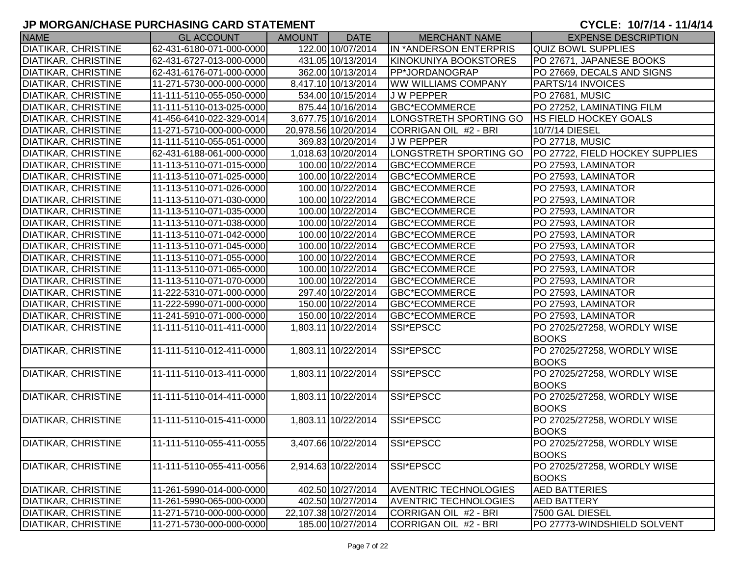# JP MORGAN/CHASE PURCHASING CARD STATEMENT

**CYCLE: 10/7/14 - 11/4/14**

| NAME | GL ACCOUNT | AMOUNT | DATE | MERCHANT NAME | EXPENSE DESCRIPTION |
|---|---|---|---|---|---|
| DIATIKAR, CHRISTINE | 62-431-6180-071-000-0000 | 122.00 | 10/07/2014 | IN *ANDERSON ENTERPRIS | QUIZ BOWL SUPPLIES |
| DIATIKAR, CHRISTINE | 62-431-6727-013-000-0000 | 431.05 | 10/13/2014 | KINOKUNIYA BOOKSTORES | PO 27671, JAPANESE BOOKS |
| DIATIKAR, CHRISTINE | 62-431-6176-071-000-0000 | 362.00 | 10/13/2014 | PP*JORDANOGRAP | PO 27669, DECALS AND SIGNS |
| DIATIKAR, CHRISTINE | 11-271-5730-000-000-0000 | 8,417.10 | 10/13/2014 | WW WILLIAMS COMPANY | PARTS/14 INVOICES |
| DIATIKAR, CHRISTINE | 11-111-5110-055-050-0000 | 534.00 | 10/15/2014 | J W PEPPER | PO 27681, MUSIC |
| DIATIKAR, CHRISTINE | 11-111-5110-013-025-0000 | 875.44 | 10/16/2014 | GBC*ECOMMERCE | PO 27252, LAMINATING FILM |
| DIATIKAR, CHRISTINE | 41-456-6410-022-329-0014 | 3,677.75 | 10/16/2014 | LONGSTRETH SPORTING GO | HS FIELD HOCKEY GOALS |
| DIATIKAR, CHRISTINE | 11-271-5710-000-000-0000 | 20,978.56 | 10/20/2014 | CORRIGAN OIL #2 - BRI | 10/7/14 DIESEL |
| DIATIKAR, CHRISTINE | 11-111-5110-055-051-0000 | 369.83 | 10/20/2014 | J W PEPPER | PO 27718, MUSIC |
| DIATIKAR, CHRISTINE | 62-431-6188-061-000-0000 | 1,018.63 | 10/20/2014 | LONGSTRETH SPORTING GO | PO 27722, FIELD HOCKEY SUPPLIES |
| DIATIKAR, CHRISTINE | 11-113-5110-071-015-0000 | 100.00 | 10/22/2014 | GBC*ECOMMERCE | PO 27593, LAMINATOR |
| DIATIKAR, CHRISTINE | 11-113-5110-071-025-0000 | 100.00 | 10/22/2014 | GBC*ECOMMERCE | PO 27593, LAMINATOR |
| DIATIKAR, CHRISTINE | 11-113-5110-071-026-0000 | 100.00 | 10/22/2014 | GBC*ECOMMERCE | PO 27593, LAMINATOR |
| DIATIKAR, CHRISTINE | 11-113-5110-071-030-0000 | 100.00 | 10/22/2014 | GBC*ECOMMERCE | PO 27593, LAMINATOR |
| DIATIKAR, CHRISTINE | 11-113-5110-071-035-0000 | 100.00 | 10/22/2014 | GBC*ECOMMERCE | PO 27593, LAMINATOR |
| DIATIKAR, CHRISTINE | 11-113-5110-071-038-0000 | 100.00 | 10/22/2014 | GBC*ECOMMERCE | PO 27593, LAMINATOR |
| DIATIKAR, CHRISTINE | 11-113-5110-071-042-0000 | 100.00 | 10/22/2014 | GBC*ECOMMERCE | PO 27593, LAMINATOR |
| DIATIKAR, CHRISTINE | 11-113-5110-071-045-0000 | 100.00 | 10/22/2014 | GBC*ECOMMERCE | PO 27593, LAMINATOR |
| DIATIKAR, CHRISTINE | 11-113-5110-071-055-0000 | 100.00 | 10/22/2014 | GBC*ECOMMERCE | PO 27593, LAMINATOR |
| DIATIKAR, CHRISTINE | 11-113-5110-071-065-0000 | 100.00 | 10/22/2014 | GBC*ECOMMERCE | PO 27593, LAMINATOR |
| DIATIKAR, CHRISTINE | 11-113-5110-071-070-0000 | 100.00 | 10/22/2014 | GBC*ECOMMERCE | PO 27593, LAMINATOR |
| DIATIKAR, CHRISTINE | 11-222-5310-071-000-0000 | 297.40 | 10/22/2014 | GBC*ECOMMERCE | PO 27593, LAMINATOR |
| DIATIKAR, CHRISTINE | 11-222-5990-071-000-0000 | 150.00 | 10/22/2014 | GBC*ECOMMERCE | PO 27593, LAMINATOR |
| DIATIKAR, CHRISTINE | 11-241-5910-071-000-0000 | 150.00 | 10/22/2014 | GBC*ECOMMERCE | PO 27593, LAMINATOR |
| DIATIKAR, CHRISTINE | 11-111-5110-011-411-0000 | 1,803.11 | 10/22/2014 | SSI*EPSCC | PO 27025/27258, WORDLY WISE BOOKS |
| DIATIKAR, CHRISTINE | 11-111-5110-012-411-0000 | 1,803.11 | 10/22/2014 | SSI*EPSCC | PO 27025/27258, WORDLY WISE BOOKS |
| DIATIKAR, CHRISTINE | 11-111-5110-013-411-0000 | 1,803.11 | 10/22/2014 | SSI*EPSCC | PO 27025/27258, WORDLY WISE BOOKS |
| DIATIKAR, CHRISTINE | 11-111-5110-014-411-0000 | 1,803.11 | 10/22/2014 | SSI*EPSCC | PO 27025/27258, WORDLY WISE BOOKS |
| DIATIKAR, CHRISTINE | 11-111-5110-015-411-0000 | 1,803.11 | 10/22/2014 | SSI*EPSCC | PO 27025/27258, WORDLY WISE BOOKS |
| DIATIKAR, CHRISTINE | 11-111-5110-055-411-0055 | 3,407.66 | 10/22/2014 | SSI*EPSCC | PO 27025/27258, WORDLY WISE BOOKS |
| DIATIKAR, CHRISTINE | 11-111-5110-055-411-0056 | 2,914.63 | 10/22/2014 | SSI*EPSCC | PO 27025/27258, WORDLY WISE BOOKS |
| DIATIKAR, CHRISTINE | 11-261-5990-014-000-0000 | 402.50 | 10/27/2014 | AVENTRIC TECHNOLOGIES | AED BATTERIES |
| DIATIKAR, CHRISTINE | 11-261-5990-065-000-0000 | 402.50 | 10/27/2014 | AVENTRIC TECHNOLOGIES | AED BATTERY |
| DIATIKAR, CHRISTINE | 11-271-5710-000-000-0000 | 22,107.38 | 10/27/2014 | CORRIGAN OIL #2 - BRI | 7500 GAL DIESEL |
| DIATIKAR, CHRISTINE | 11-271-5730-000-000-0000 | 185.00 | 10/27/2014 | CORRIGAN OIL #2 - BRI | PO 27773-WINDSHIELD SOLVENT |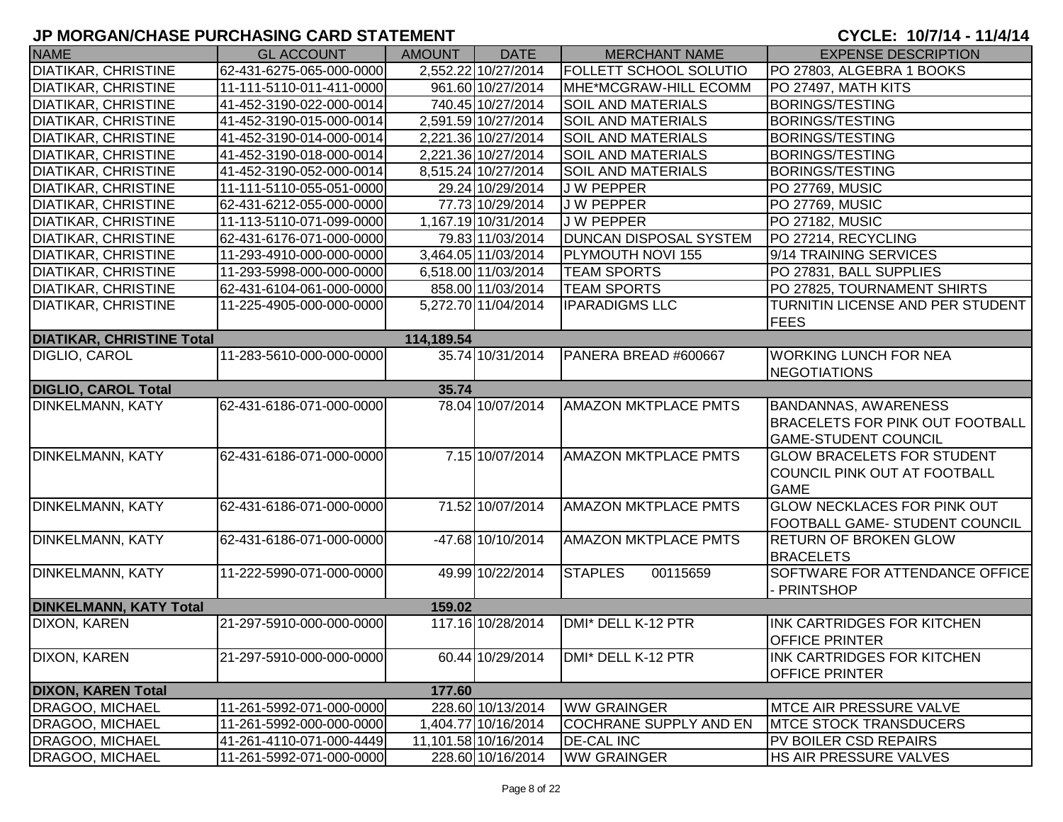## JP MORGAN/CHASE PURCHASING CARD STATEMENT

**CYCLE: 10/7/14 - 11/4/14**

| NAME | GL ACCOUNT | AMOUNT | DATE | MERCHANT NAME | EXPENSE DESCRIPTION |
|---|---|---|---|---|---|
| DIATIKAR, CHRISTINE | 62-431-6275-065-000-0000 | 2,552.22 | 10/27/2014 | FOLLETT SCHOOL SOLUTIO | PO 27803, ALGEBRA 1 BOOKS |
| DIATIKAR, CHRISTINE | 11-111-5110-011-411-0000 | 961.60 | 10/27/2014 | MHE*MCGRAW-HILL ECOMM | PO 27497, MATH KITS |
| DIATIKAR, CHRISTINE | 41-452-3190-022-000-0014 | 740.45 | 10/27/2014 | SOIL AND MATERIALS | BORINGS/TESTING |
| DIATIKAR, CHRISTINE | 41-452-3190-015-000-0014 | 2,591.59 | 10/27/2014 | SOIL AND MATERIALS | BORINGS/TESTING |
| DIATIKAR, CHRISTINE | 41-452-3190-014-000-0014 | 2,221.36 | 10/27/2014 | SOIL AND MATERIALS | BORINGS/TESTING |
| DIATIKAR, CHRISTINE | 41-452-3190-018-000-0014 | 2,221.36 | 10/27/2014 | SOIL AND MATERIALS | BORINGS/TESTING |
| DIATIKAR, CHRISTINE | 41-452-3190-052-000-0014 | 8,515.24 | 10/27/2014 | SOIL AND MATERIALS | BORINGS/TESTING |
| DIATIKAR, CHRISTINE | 11-111-5110-055-051-0000 | 29.24 | 10/29/2014 | J W PEPPER | PO 27769, MUSIC |
| DIATIKAR, CHRISTINE | 62-431-6212-055-000-0000 | 77.73 | 10/29/2014 | J W PEPPER | PO 27769, MUSIC |
| DIATIKAR, CHRISTINE | 11-113-5110-071-099-0000 | 1,167.19 | 10/31/2014 | J W PEPPER | PO 27182, MUSIC |
| DIATIKAR, CHRISTINE | 62-431-6176-071-000-0000 | 79.83 | 11/03/2014 | DUNCAN DISPOSAL SYSTEM | PO 27214, RECYCLING |
| DIATIKAR, CHRISTINE | 11-293-4910-000-000-0000 | 3,464.05 | 11/03/2014 | PLYMOUTH NOVI 155 | 9/14 TRAINING SERVICES |
| DIATIKAR, CHRISTINE | 11-293-5998-000-000-0000 | 6,518.00 | 11/03/2014 | TEAM SPORTS | PO 27831, BALL SUPPLIES |
| DIATIKAR, CHRISTINE | 62-431-6104-061-000-0000 | 858.00 | 11/03/2014 | TEAM SPORTS | PO 27825, TOURNAMENT SHIRTS |
| DIATIKAR, CHRISTINE | 11-225-4905-000-000-0000 | 5,272.70 | 11/04/2014 | IPARADIGMS LLC | TURNITIN LICENSE AND PER STUDENT FEES |
| **DIATIKAR, CHRISTINE Total** | | **114,189.54** | | | |
| DIGLIO, CAROL | 11-283-5610-000-000-0000 | 35.74 | 10/31/2014 | PANERA BREAD #600667 | WORKING LUNCH FOR NEA NEGOTIATIONS |
| **DIGLIO, CAROL Total** | | **35.74** | | | |
| DINKELMANN, KATY | 62-431-6186-071-000-0000 | 78.04 | 10/07/2014 | AMAZON MKTPLACE PMTS | BANDANNAS, AWARENESS BRACELETS FOR PINK OUT FOOTBALL GAME-STUDENT COUNCIL |
| DINKELMANN, KATY | 62-431-6186-071-000-0000 | 7.15 | 10/07/2014 | AMAZON MKTPLACE PMTS | GLOW BRACELETS FOR STUDENT COUNCIL PINK OUT AT FOOTBALL GAME |
| DINKELMANN, KATY | 62-431-6186-071-000-0000 | 71.52 | 10/07/2014 | AMAZON MKTPLACE PMTS | GLOW NECKLACES FOR PINK OUT FOOTBALL GAME- STUDENT COUNCIL |
| DINKELMANN, KATY | 62-431-6186-071-000-0000 | -47.68 | 10/10/2014 | AMAZON MKTPLACE PMTS | RETURN OF BROKEN GLOW BRACELETS |
| DINKELMANN, KATY | 11-222-5990-071-000-0000 | 49.99 | 10/22/2014 | STAPLES 00115659 | SOFTWARE FOR ATTENDANCE OFFICE - PRINTSHOP |
| **DINKELMANN, KATY Total** | | **159.02** | | | |
| DIXON, KAREN | 21-297-5910-000-000-0000 | 117.16 | 10/28/2014 | DMI* DELL K-12 PTR | INK CARTRIDGES FOR KITCHEN OFFICE PRINTER |
| DIXON, KAREN | 21-297-5910-000-000-0000 | 60.44 | 10/29/2014 | DMI* DELL K-12 PTR | INK CARTRIDGES FOR KITCHEN OFFICE PRINTER |
| **DIXON, KAREN Total** | | **177.60** | | | |
| DRAGOO, MICHAEL | 11-261-5992-071-000-0000 | 228.60 | 10/13/2014 | WW GRAINGER | MTCE AIR PRESSURE VALVE |
| DRAGOO, MICHAEL | 11-261-5992-000-000-0000 | 1,404.77 | 10/16/2014 | COCHRANE SUPPLY AND EN | MTCE STOCK TRANSDUCERS |
| DRAGOO, MICHAEL | 41-261-4110-071-000-4449 | 11,101.58 | 10/16/2014 | DE-CAL INC | PV BOILER CSD REPAIRS |
| DRAGOO, MICHAEL | 11-261-5992-071-000-0000 | 228.60 | 10/16/2014 | WW GRAINGER | HS AIR PRESSURE VALVES |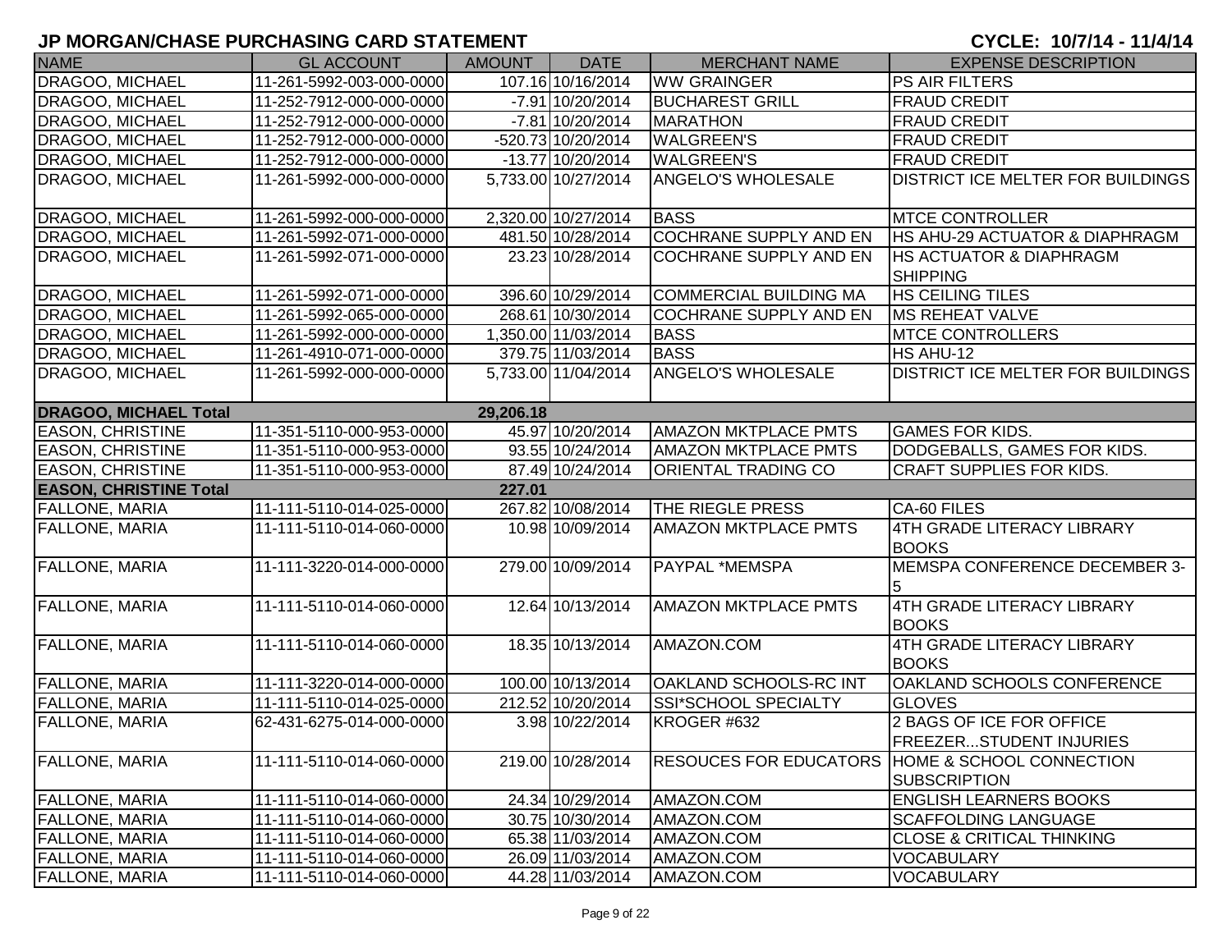# JP MORGAN/CHASE PURCHASING CARD STATEMENT

**CYCLE: 10/7/14 - 11/4/14**

| NAME | GL ACCOUNT | AMOUNT | DATE | MERCHANT NAME | EXPENSE DESCRIPTION |
|---|---|---|---|---|---|
| DRAGOO, MICHAEL | 11-261-5992-003-000-0000 | 107.16 | 10/16/2014 | WW GRAINGER | PS AIR FILTERS |
| DRAGOO, MICHAEL | 11-252-7912-000-000-0000 | -7.91 | 10/20/2014 | BUCHAREST GRILL | FRAUD CREDIT |
| DRAGOO, MICHAEL | 11-252-7912-000-000-0000 | -7.81 | 10/20/2014 | MARATHON | FRAUD CREDIT |
| DRAGOO, MICHAEL | 11-252-7912-000-000-0000 | -520.73 | 10/20/2014 | WALGREEN'S | FRAUD CREDIT |
| DRAGOO, MICHAEL | 11-252-7912-000-000-0000 | -13.77 | 10/20/2014 | WALGREEN'S | FRAUD CREDIT |
| DRAGOO, MICHAEL | 11-261-5992-000-000-0000 | 5,733.00 | 10/27/2014 | ANGELO'S WHOLESALE | DISTRICT ICE MELTER FOR BUILDINGS |
| DRAGOO, MICHAEL | 11-261-5992-000-000-0000 | 2,320.00 | 10/27/2014 | BASS | MTCE CONTROLLER |
| DRAGOO, MICHAEL | 11-261-5992-071-000-0000 | 481.50 | 10/28/2014 | COCHRANE SUPPLY AND EN | HS AHU-29 ACTUATOR & DIAPHRAGM |
| DRAGOO, MICHAEL | 11-261-5992-071-000-0000 | 23.23 | 10/28/2014 | COCHRANE SUPPLY AND EN | HS ACTUATOR & DIAPHRAGM SHIPPING |
| DRAGOO, MICHAEL | 11-261-5992-071-000-0000 | 396.60 | 10/29/2014 | COMMERCIAL BUILDING MA | HS CEILING TILES |
| DRAGOO, MICHAEL | 11-261-5992-065-000-0000 | 268.61 | 10/30/2014 | COCHRANE SUPPLY AND EN | MS REHEAT VALVE |
| DRAGOO, MICHAEL | 11-261-5992-000-000-0000 | 1,350.00 | 11/03/2014 | BASS | MTCE CONTROLLERS |
| DRAGOO, MICHAEL | 11-261-4910-071-000-0000 | 379.75 | 11/03/2014 | BASS | HS AHU-12 |
| DRAGOO, MICHAEL | 11-261-5992-000-000-0000 | 5,733.00 | 11/04/2014 | ANGELO'S WHOLESALE | DISTRICT ICE MELTER FOR BUILDINGS |
| **DRAGOO, MICHAEL Total** | | **29,206.18** | | | |
| EASON, CHRISTINE | 11-351-5110-000-953-0000 | 45.97 | 10/20/2014 | AMAZON MKTPLACE PMTS | GAMES FOR KIDS. |
| EASON, CHRISTINE | 11-351-5110-000-953-0000 | 93.55 | 10/24/2014 | AMAZON MKTPLACE PMTS | DODGEBALLS, GAMES FOR KIDS. |
| EASON, CHRISTINE | 11-351-5110-000-953-0000 | 87.49 | 10/24/2014 | ORIENTAL TRADING CO | CRAFT SUPPLIES FOR KIDS. |
| **EASON, CHRISTINE Total** | | **227.01** | | | |
| FALLONE, MARIA | 11-111-5110-014-025-0000 | 267.82 | 10/08/2014 | THE RIEGLE PRESS | CA-60 FILES |
| FALLONE, MARIA | 11-111-5110-014-060-0000 | 10.98 | 10/09/2014 | AMAZON MKTPLACE PMTS | 4TH GRADE LITERACY LIBRARY BOOKS |
| FALLONE, MARIA | 11-111-3220-014-000-0000 | 279.00 | 10/09/2014 | PAYPAL *MEMSPA | MEMSPA CONFERENCE DECEMBER 3-5 |
| FALLONE, MARIA | 11-111-5110-014-060-0000 | 12.64 | 10/13/2014 | AMAZON MKTPLACE PMTS | 4TH GRADE LITERACY LIBRARY BOOKS |
| FALLONE, MARIA | 11-111-5110-014-060-0000 | 18.35 | 10/13/2014 | AMAZON.COM | 4TH GRADE LITERACY LIBRARY BOOKS |
| FALLONE, MARIA | 11-111-3220-014-000-0000 | 100.00 | 10/13/2014 | OAKLAND SCHOOLS-RC INT | OAKLAND SCHOOLS CONFERENCE |
| FALLONE, MARIA | 11-111-5110-014-025-0000 | 212.52 | 10/20/2014 | SSI*SCHOOL SPECIALTY | GLOVES |
| FALLONE, MARIA | 62-431-6275-014-000-0000 | 3.98 | 10/22/2014 | KROGER #632 | 2 BAGS OF ICE FOR OFFICE FREEZER...STUDENT INJURIES |
| FALLONE, MARIA | 11-111-5110-014-060-0000 | 219.00 | 10/28/2014 | RESOUCES FOR EDUCATORS | HOME & SCHOOL CONNECTION SUBSCRIPTION |
| FALLONE, MARIA | 11-111-5110-014-060-0000 | 24.34 | 10/29/2014 | AMAZON.COM | ENGLISH LEARNERS BOOKS |
| FALLONE, MARIA | 11-111-5110-014-060-0000 | 30.75 | 10/30/2014 | AMAZON.COM | SCAFFOLDING LANGUAGE |
| FALLONE, MARIA | 11-111-5110-014-060-0000 | 65.38 | 11/03/2014 | AMAZON.COM | CLOSE & CRITICAL THINKING |
| FALLONE, MARIA | 11-111-5110-014-060-0000 | 26.09 | 11/03/2014 | AMAZON.COM | VOCABULARY |
| FALLONE, MARIA | 11-111-5110-014-060-0000 | 44.28 | 11/03/2014 | AMAZON.COM | VOCABULARY |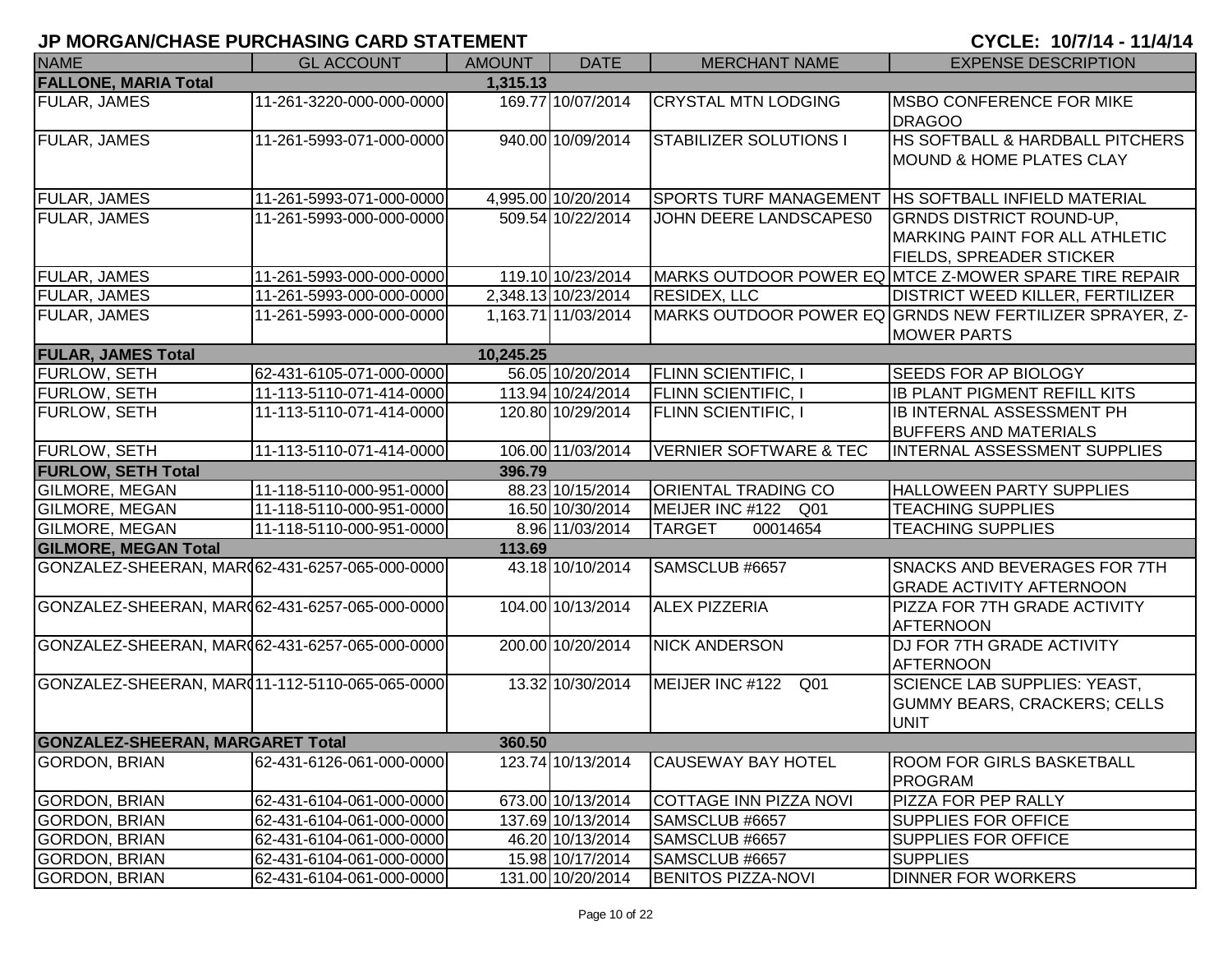# JP MORGAN/CHASE PURCHASING CARD STATEMENT

**CYCLE: 10/7/14 - 11/4/14**

| NAME | GL ACCOUNT | AMOUNT | DATE | MERCHANT NAME | EXPENSE DESCRIPTION |
|---|---|---|---|---|---|
| **FALLONE, MARIA Total** | | **1,315.13** | | | |
| FULAR, JAMES | 11-261-3220-000-000-0000 | 169.77 | 10/07/2014 | CRYSTAL MTN LODGING | MSBO CONFERENCE FOR MIKE DRAGOO |
| FULAR, JAMES | 11-261-5993-071-000-0000 | 940.00 | 10/09/2014 | STABILIZER SOLUTIONS I | HS SOFTBALL & HARDBALL PITCHERS MOUND & HOME PLATES CLAY |
| FULAR, JAMES | 11-261-5993-071-000-0000 | 4,995.00 | 10/20/2014 | SPORTS TURF MANAGEMENT | HS SOFTBALL INFIELD MATERIAL |
| FULAR, JAMES | 11-261-5993-000-000-0000 | 509.54 | 10/22/2014 | JOHN DEERE LANDSCAPES0 | GRNDS DISTRICT ROUND-UP, MARKING PAINT FOR ALL ATHLETIC FIELDS, SPREADER STICKER |
| FULAR, JAMES | 11-261-5993-000-000-0000 | 119.10 | 10/23/2014 | MARKS OUTDOOR POWER EQ | MTCE Z-MOWER SPARE TIRE REPAIR |
| FULAR, JAMES | 11-261-5993-000-000-0000 | 2,348.13 | 10/23/2014 | RESIDEX, LLC | DISTRICT WEED KILLER, FERTILIZER |
| FULAR, JAMES | 11-261-5993-000-000-0000 | 1,163.71 | 11/03/2014 | MARKS OUTDOOR POWER EQ | GRNDS NEW FERTILIZER SPRAYER, Z-MOWER PARTS |
| **FULAR, JAMES Total** | | **10,245.25** | | | |
| FURLOW, SETH | 62-431-6105-071-000-0000 | 56.05 | 10/20/2014 | FLINN SCIENTIFIC, I | SEEDS FOR AP BIOLOGY |
| FURLOW, SETH | 11-113-5110-071-414-0000 | 113.94 | 10/24/2014 | FLINN SCIENTIFIC, I | IB PLANT PIGMENT REFILL KITS |
| FURLOW, SETH | 11-113-5110-071-414-0000 | 120.80 | 10/29/2014 | FLINN SCIENTIFIC, I | IB INTERNAL ASSESSMENT PH BUFFERS AND MATERIALS |
| FURLOW, SETH | 11-113-5110-071-414-0000 | 106.00 | 11/03/2014 | VERNIER SOFTWARE & TEC | INTERNAL ASSESSMENT SUPPLIES |
| **FURLOW, SETH Total** | | **396.79** | | | |
| GILMORE, MEGAN | 11-118-5110-000-951-0000 | 88.23 | 10/15/2014 | ORIENTAL TRADING CO | HALLOWEEN PARTY SUPPLIES |
| GILMORE, MEGAN | 11-118-5110-000-951-0000 | 16.50 | 10/30/2014 | MEIJER INC #122 Q01 | TEACHING SUPPLIES |
| GILMORE, MEGAN | 11-118-5110-000-951-0000 | 8.96 | 11/03/2014 | TARGET 00014654 | TEACHING SUPPLIES |
| **GILMORE, MEGAN Total** | | **113.69** | | | |
| GONZALEZ-SHEERAN, MAR( | 62-431-6257-065-000-0000 | 43.18 | 10/10/2014 | SAMSCLUB #6657 | SNACKS AND BEVERAGES FOR 7TH GRADE ACTIVITY AFTERNOON |
| GONZALEZ-SHEERAN, MAR( | 62-431-6257-065-000-0000 | 104.00 | 10/13/2014 | ALEX PIZZERIA | PIZZA FOR 7TH GRADE ACTIVITY AFTERNOON |
| GONZALEZ-SHEERAN, MAR( | 62-431-6257-065-000-0000 | 200.00 | 10/20/2014 | NICK ANDERSON | DJ FOR 7TH GRADE ACTIVITY AFTERNOON |
| GONZALEZ-SHEERAN, MAR( | 11-112-5110-065-065-0000 | 13.32 | 10/30/2014 | MEIJER INC #122 Q01 | SCIENCE LAB SUPPLIES: YEAST, GUMMY BEARS, CRACKERS; CELLS UNIT |
| **GONZALEZ-SHEERAN, MARGARET Total** | | **360.50** | | | |
| GORDON, BRIAN | 62-431-6126-061-000-0000 | 123.74 | 10/13/2014 | CAUSEWAY BAY HOTEL | ROOM FOR GIRLS BASKETBALL PROGRAM |
| GORDON, BRIAN | 62-431-6104-061-000-0000 | 673.00 | 10/13/2014 | COTTAGE INN PIZZA NOVI | PIZZA FOR PEP RALLY |
| GORDON, BRIAN | 62-431-6104-061-000-0000 | 137.69 | 10/13/2014 | SAMSCLUB #6657 | SUPPLIES FOR OFFICE |
| GORDON, BRIAN | 62-431-6104-061-000-0000 | 46.20 | 10/13/2014 | SAMSCLUB #6657 | SUPPLIES FOR OFFICE |
| GORDON, BRIAN | 62-431-6104-061-000-0000 | 15.98 | 10/17/2014 | SAMSCLUB #6657 | SUPPLIES |
| GORDON, BRIAN | 62-431-6104-061-000-0000 | 131.00 | 10/20/2014 | BENITOS PIZZA-NOVI | DINNER FOR WORKERS |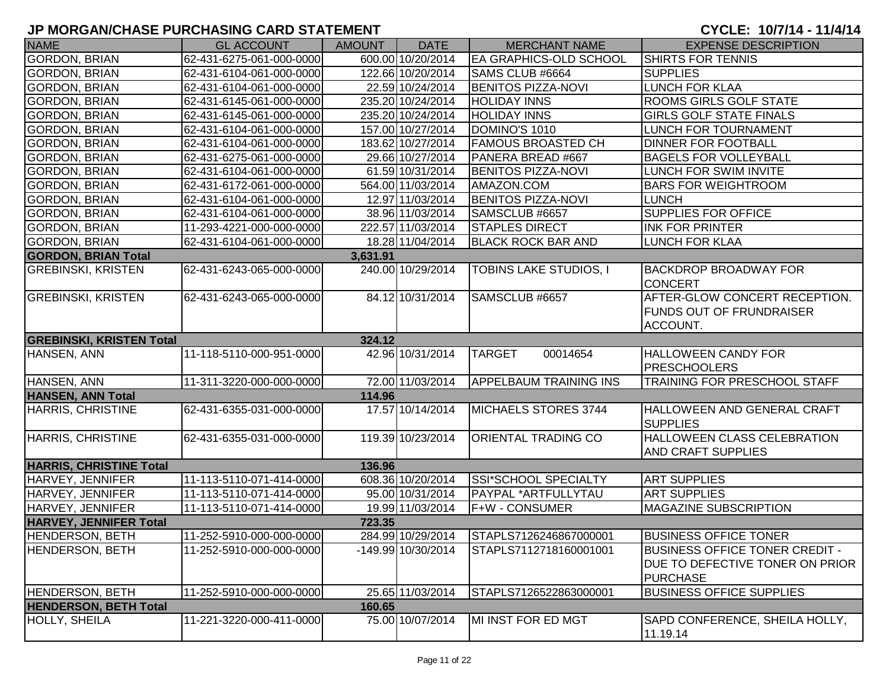## JP MORGAN/CHASE PURCHASING CARD STATEMENT

**CYCLE: 10/7/14 - 11/4/14**

| NAME | GL ACCOUNT | AMOUNT | DATE | MERCHANT NAME | EXPENSE DESCRIPTION |
|---|---|---|---|---|---|
| GORDON, BRIAN | 62-431-6275-061-000-0000 | 600.00 | 10/20/2014 | EA GRAPHICS-OLD SCHOOL | SHIRTS FOR TENNIS |
| GORDON, BRIAN | 62-431-6104-061-000-0000 | 122.66 | 10/20/2014 | SAMS CLUB #6664 | SUPPLIES |
| GORDON, BRIAN | 62-431-6104-061-000-0000 | 22.59 | 10/24/2014 | BENITOS PIZZA-NOVI | LUNCH FOR KLAA |
| GORDON, BRIAN | 62-431-6145-061-000-0000 | 235.20 | 10/24/2014 | HOLIDAY INNS | ROOMS GIRLS GOLF STATE |
| GORDON, BRIAN | 62-431-6145-061-000-0000 | 235.20 | 10/24/2014 | HOLIDAY INNS | GIRLS GOLF STATE FINALS |
| GORDON, BRIAN | 62-431-6104-061-000-0000 | 157.00 | 10/27/2014 | DOMINO'S 1010 | LUNCH FOR TOURNAMENT |
| GORDON, BRIAN | 62-431-6104-061-000-0000 | 183.62 | 10/27/2014 | FAMOUS BROASTED CH | DINNER FOR FOOTBALL |
| GORDON, BRIAN | 62-431-6275-061-000-0000 | 29.66 | 10/27/2014 | PANERA BREAD #667 | BAGELS FOR VOLLEYBALL |
| GORDON, BRIAN | 62-431-6104-061-000-0000 | 61.59 | 10/31/2014 | BENITOS PIZZA-NOVI | LUNCH FOR SWIM INVITE |
| GORDON, BRIAN | 62-431-6172-061-000-0000 | 564.00 | 11/03/2014 | AMAZON.COM | BARS FOR WEIGHTROOM |
| GORDON, BRIAN | 62-431-6104-061-000-0000 | 12.97 | 11/03/2014 | BENITOS PIZZA-NOVI | LUNCH |
| GORDON, BRIAN | 62-431-6104-061-000-0000 | 38.96 | 11/03/2014 | SAMSCLUB #6657 | SUPPLIES FOR OFFICE |
| GORDON, BRIAN | 11-293-4221-000-000-0000 | 222.57 | 11/03/2014 | STAPLES DIRECT | INK FOR PRINTER |
| GORDON, BRIAN | 62-431-6104-061-000-0000 | 18.28 | 11/04/2014 | BLACK ROCK BAR AND | LUNCH FOR KLAA |
| **GORDON, BRIAN Total** | | **3,631.91** | | | |
| GREBINSKI, KRISTEN | 62-431-6243-065-000-0000 | 240.00 | 10/29/2014 | TOBINS LAKE STUDIOS, I | BACKDROP BROADWAY FOR CONCERT |
| GREBINSKI, KRISTEN | 62-431-6243-065-000-0000 | 84.12 | 10/31/2014 | SAMSCLUB #6657 | AFTER-GLOW CONCERT RECEPTION. FUNDS OUT OF FRUNDRAISER ACCOUNT. |
| **GREBINSKI, KRISTEN Total** | | **324.12** | | | |
| HANSEN, ANN | 11-118-5110-000-951-0000 | 42.96 | 10/31/2014 | TARGET 00014654 | HALLOWEEN CANDY FOR PRESCHOOLERS |
| HANSEN, ANN | 11-311-3220-000-000-0000 | 72.00 | 11/03/2014 | APPELBAUM TRAINING INS | TRAINING FOR PRESCHOOL STAFF |
| **HANSEN, ANN Total** | | **114.96** | | | |
| HARRIS, CHRISTINE | 62-431-6355-031-000-0000 | 17.57 | 10/14/2014 | MICHAELS STORES 3744 | HALLOWEEN AND GENERAL CRAFT SUPPLIES |
| HARRIS, CHRISTINE | 62-431-6355-031-000-0000 | 119.39 | 10/23/2014 | ORIENTAL TRADING CO | HALLOWEEN CLASS CELEBRATION AND CRAFT SUPPLIES |
| **HARRIS, CHRISTINE Total** | | **136.96** | | | |
| HARVEY, JENNIFER | 11-113-5110-071-414-0000 | 608.36 | 10/20/2014 | SSI*SCHOOL SPECIALTY | ART SUPPLIES |
| HARVEY, JENNIFER | 11-113-5110-071-414-0000 | 95.00 | 10/31/2014 | PAYPAL *ARTFULLYTAU | ART SUPPLIES |
| HARVEY, JENNIFER | 11-113-5110-071-414-0000 | 19.99 | 11/03/2014 | F+W - CONSUMER | MAGAZINE SUBSCRIPTION |
| **HARVEY, JENNIFER Total** | | **723.35** | | | |
| HENDERSON, BETH | 11-252-5910-000-000-0000 | 284.99 | 10/29/2014 | STAPLS7126246867000001 | BUSINESS OFFICE TONER |
| HENDERSON, BETH | 11-252-5910-000-000-0000 | -149.99 | 10/30/2014 | STAPLS7112718160001001 | BUSINESS OFFICE TONER CREDIT - DUE TO DEFECTIVE TONER ON PRIOR PURCHASE |
| HENDERSON, BETH | 11-252-5910-000-000-0000 | 25.65 | 11/03/2014 | STAPLS7126522863000001 | BUSINESS OFFICE SUPPLIES |
| **HENDERSON, BETH Total** | | **160.65** | | | |
| HOLLY, SHEILA | 11-221-3220-000-411-0000 | 75.00 | 10/07/2014 | MI INST FOR ED MGT | SAPD CONFERENCE, SHEILA HOLLY, 11.19.14 |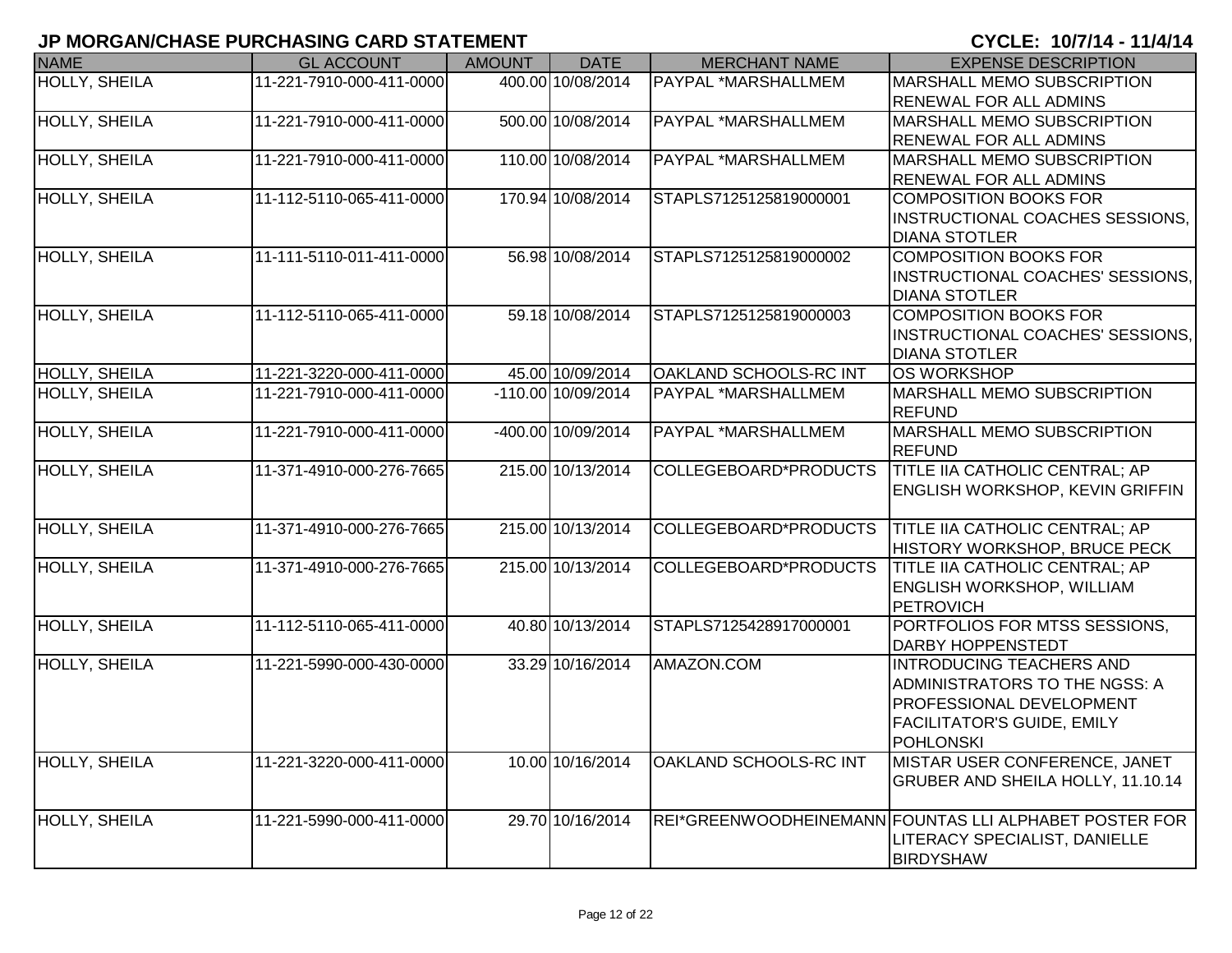## JP MORGAN/CHASE PURCHASING CARD STATEMENT

**CYCLE: 10/7/14 - 11/4/14**

| NAME | GL ACCOUNT | AMOUNT | DATE | MERCHANT NAME | EXPENSE DESCRIPTION |
|---|---|---|---|---|---|
| HOLLY, SHEILA | 11-221-7910-000-411-0000 | 400.00 | 10/08/2014 | PAYPAL *MARSHALLMEM | MARSHALL MEMO SUBSCRIPTION RENEWAL FOR ALL ADMINS |
| HOLLY, SHEILA | 11-221-7910-000-411-0000 | 500.00 | 10/08/2014 | PAYPAL *MARSHALLMEM | MARSHALL MEMO SUBSCRIPTION RENEWAL FOR ALL ADMINS |
| HOLLY, SHEILA | 11-221-7910-000-411-0000 | 110.00 | 10/08/2014 | PAYPAL *MARSHALLMEM | MARSHALL MEMO SUBSCRIPTION RENEWAL FOR ALL ADMINS |
| HOLLY, SHEILA | 11-112-5110-065-411-0000 | 170.94 | 10/08/2014 | STAPLS7125125819000001 | COMPOSITION BOOKS FOR INSTRUCTIONAL COACHES SESSIONS, DIANA STOTLER |
| HOLLY, SHEILA | 11-111-5110-011-411-0000 | 56.98 | 10/08/2014 | STAPLS7125125819000002 | COMPOSITION BOOKS FOR INSTRUCTIONAL COACHES' SESSIONS, DIANA STOTLER |
| HOLLY, SHEILA | 11-112-5110-065-411-0000 | 59.18 | 10/08/2014 | STAPLS7125125819000003 | COMPOSITION BOOKS FOR INSTRUCTIONAL COACHES' SESSIONS, DIANA STOTLER |
| HOLLY, SHEILA | 11-221-3220-000-411-0000 | 45.00 | 10/09/2014 | OAKLAND SCHOOLS-RC INT | OS WORKSHOP |
| HOLLY, SHEILA | 11-221-7910-000-411-0000 | -110.00 | 10/09/2014 | PAYPAL *MARSHALLMEM | MARSHALL MEMO SUBSCRIPTION REFUND |
| HOLLY, SHEILA | 11-221-7910-000-411-0000 | -400.00 | 10/09/2014 | PAYPAL *MARSHALLMEM | MARSHALL MEMO SUBSCRIPTION REFUND |
| HOLLY, SHEILA | 11-371-4910-000-276-7665 | 215.00 | 10/13/2014 | COLLEGEBOARD*PRODUCTS | TITLE IIA CATHOLIC CENTRAL; AP ENGLISH WORKSHOP, KEVIN GRIFFIN |
| HOLLY, SHEILA | 11-371-4910-000-276-7665 | 215.00 | 10/13/2014 | COLLEGEBOARD*PRODUCTS | TITLE IIA CATHOLIC CENTRAL; AP HISTORY WORKSHOP, BRUCE PECK |
| HOLLY, SHEILA | 11-371-4910-000-276-7665 | 215.00 | 10/13/2014 | COLLEGEBOARD*PRODUCTS | TITLE IIA CATHOLIC CENTRAL; AP ENGLISH WORKSHOP, WILLIAM PETROVICH |
| HOLLY, SHEILA | 11-112-5110-065-411-0000 | 40.80 | 10/13/2014 | STAPLS7125428917000001 | PORTFOLIOS FOR MTSS SESSIONS, DARBY HOPPENSTEDT |
| HOLLY, SHEILA | 11-221-5990-000-430-0000 | 33.29 | 10/16/2014 | AMAZON.COM | INTRODUCING TEACHERS AND ADMINISTRATORS TO THE NGSS: A PROFESSIONAL DEVELOPMENT FACILITATOR'S GUIDE, EMILY POHLONSKI |
| HOLLY, SHEILA | 11-221-3220-000-411-0000 | 10.00 | 10/16/2014 | OAKLAND SCHOOLS-RC INT | MISTAR USER CONFERENCE, JANET GRUBER AND SHEILA HOLLY, 11.10.14 |
| HOLLY, SHEILA | 11-221-5990-000-411-0000 | 29.70 | 10/16/2014 | REI*GREENWOODHEINEMANN | FOUNTAS LLI ALPHABET POSTER FOR LITERACY SPECIALIST, DANIELLE BIRDYSHAW |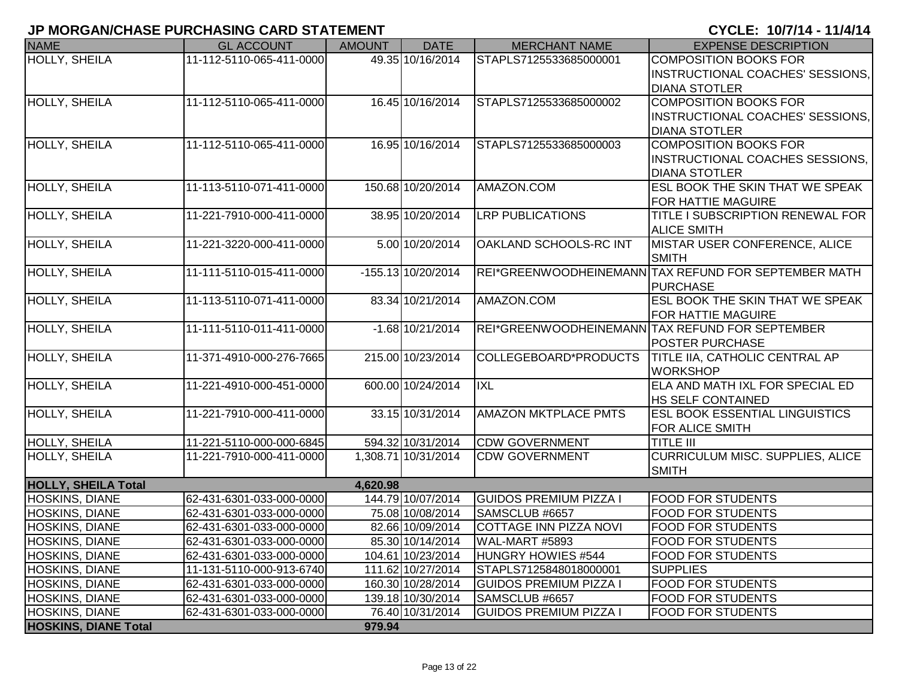# JP MORGAN/CHASE PURCHASING CARD STATEMENT

**CYCLE: 10/7/14 - 11/4/14**

| NAME | GL ACCOUNT | AMOUNT | DATE | MERCHANT NAME | EXPENSE DESCRIPTION |
|---|---|---|---|---|---|
| HOLLY, SHEILA | 11-112-5110-065-411-0000 | 49.35 | 10/16/2014 | STAPLS7125533685000001 | COMPOSITION BOOKS FOR INSTRUCTIONAL COACHES' SESSIONS, DIANA STOTLER |
| HOLLY, SHEILA | 11-112-5110-065-411-0000 | 16.45 | 10/16/2014 | STAPLS7125533685000002 | COMPOSITION BOOKS FOR INSTRUCTIONAL COACHES' SESSIONS, DIANA STOTLER |
| HOLLY, SHEILA | 11-112-5110-065-411-0000 | 16.95 | 10/16/2014 | STAPLS7125533685000003 | COMPOSITION BOOKS FOR INSTRUCTIONAL COACHES SESSIONS, DIANA STOTLER |
| HOLLY, SHEILA | 11-113-5110-071-411-0000 | 150.68 | 10/20/2014 | AMAZON.COM | ESL BOOK THE SKIN THAT WE SPEAK FOR HATTIE MAGUIRE |
| HOLLY, SHEILA | 11-221-7910-000-411-0000 | 38.95 | 10/20/2014 | LRP PUBLICATIONS | TITLE I SUBSCRIPTION RENEWAL FOR ALICE SMITH |
| HOLLY, SHEILA | 11-221-3220-000-411-0000 | 5.00 | 10/20/2014 | OAKLAND SCHOOLS-RC INT | MISTAR USER CONFERENCE, ALICE SMITH |
| HOLLY, SHEILA | 11-111-5110-015-411-0000 | -155.13 | 10/20/2014 | REI*GREENWOODHEINEMANN | TAX REFUND FOR SEPTEMBER MATH PURCHASE |
| HOLLY, SHEILA | 11-113-5110-071-411-0000 | 83.34 | 10/21/2014 | AMAZON.COM | ESL BOOK THE SKIN THAT WE SPEAK FOR HATTIE MAGUIRE |
| HOLLY, SHEILA | 11-111-5110-011-411-0000 | -1.68 | 10/21/2014 | REI*GREENWOODHEINEMANN | TAX REFUND FOR SEPTEMBER POSTER PURCHASE |
| HOLLY, SHEILA | 11-371-4910-000-276-7665 | 215.00 | 10/23/2014 | COLLEGEBOARD*PRODUCTS | TITLE IIA, CATHOLIC CENTRAL AP WORKSHOP |
| HOLLY, SHEILA | 11-221-4910-000-451-0000 | 600.00 | 10/24/2014 | IXL | ELA AND MATH IXL FOR SPECIAL ED HS SELF CONTAINED |
| HOLLY, SHEILA | 11-221-7910-000-411-0000 | 33.15 | 10/31/2014 | AMAZON MKTPLACE PMTS | ESL BOOK ESSENTIAL LINGUISTICS FOR ALICE SMITH |
| HOLLY, SHEILA | 11-221-5110-000-000-6845 | 594.32 | 10/31/2014 | CDW GOVERNMENT | TITLE III |
| HOLLY, SHEILA | 11-221-7910-000-411-0000 | 1,308.71 | 10/31/2014 | CDW GOVERNMENT | CURRICULUM MISC. SUPPLIES, ALICE SMITH |
| **HOLLY, SHEILA Total** | | **4,620.98** | | | |
| HOSKINS, DIANE | 62-431-6301-033-000-0000 | 144.79 | 10/07/2014 | GUIDOS PREMIUM PIZZA I | FOOD FOR STUDENTS |
| HOSKINS, DIANE | 62-431-6301-033-000-0000 | 75.08 | 10/08/2014 | SAMSCLUB #6657 | FOOD FOR STUDENTS |
| HOSKINS, DIANE | 62-431-6301-033-000-0000 | 82.66 | 10/09/2014 | COTTAGE INN PIZZA NOVI | FOOD FOR STUDENTS |
| HOSKINS, DIANE | 62-431-6301-033-000-0000 | 85.30 | 10/14/2014 | WAL-MART #5893 | FOOD FOR STUDENTS |
| HOSKINS, DIANE | 62-431-6301-033-000-0000 | 104.61 | 10/23/2014 | HUNGRY HOWIES #544 | FOOD FOR STUDENTS |
| HOSKINS, DIANE | 11-131-5110-000-913-6740 | 111.62 | 10/27/2014 | STAPLS7125848018000001 | SUPPLIES |
| HOSKINS, DIANE | 62-431-6301-033-000-0000 | 160.30 | 10/28/2014 | GUIDOS PREMIUM PIZZA I | FOOD FOR STUDENTS |
| HOSKINS, DIANE | 62-431-6301-033-000-0000 | 139.18 | 10/30/2014 | SAMSCLUB #6657 | FOOD FOR STUDENTS |
| HOSKINS, DIANE | 62-431-6301-033-000-0000 | 76.40 | 10/31/2014 | GUIDOS PREMIUM PIZZA I | FOOD FOR STUDENTS |
| **HOSKINS, DIANE Total** | | **979.94** | | | |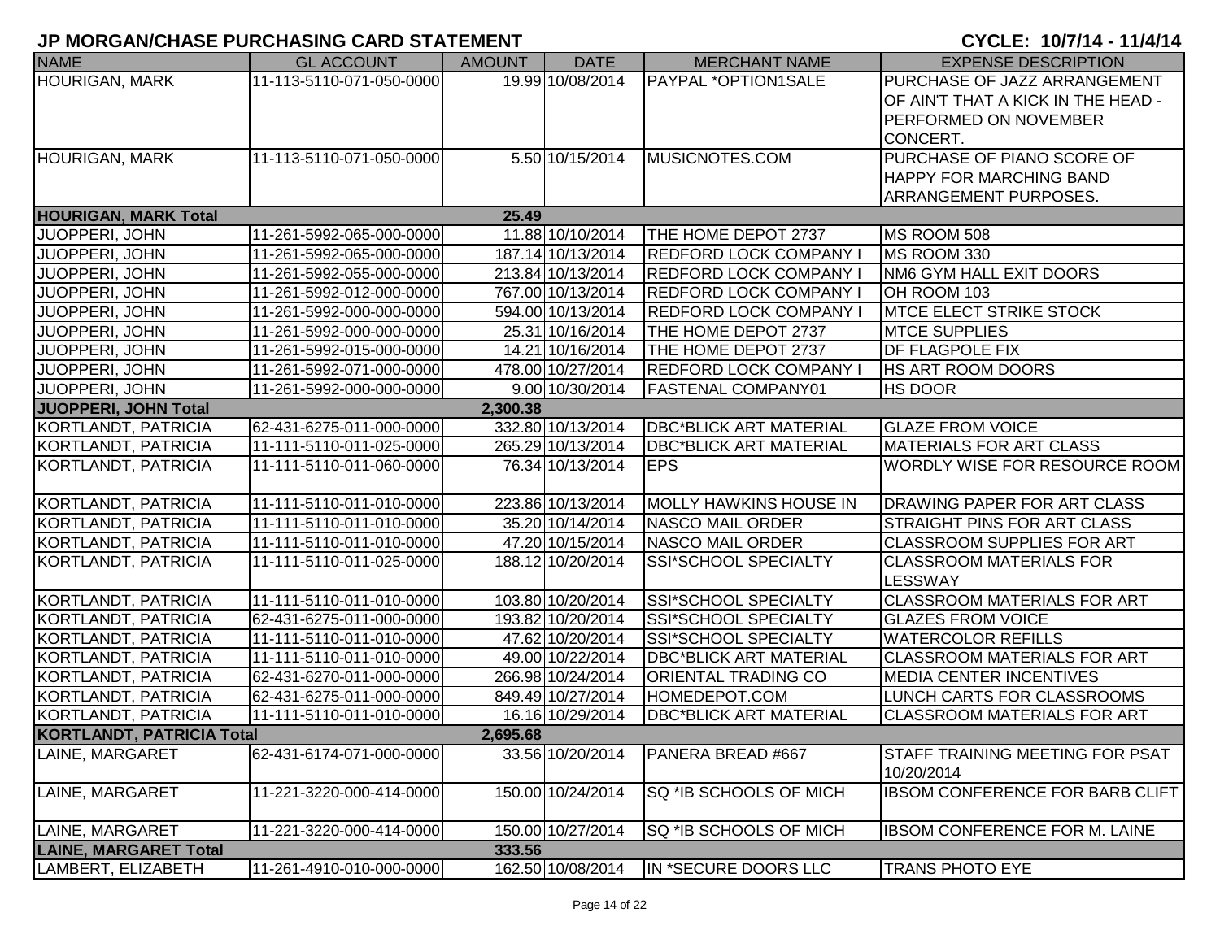## JP MORGAN/CHASE PURCHASING CARD STATEMENT

**CYCLE: 10/7/14 - 11/4/14**

| NAME | GL ACCOUNT | AMOUNT | DATE | MERCHANT NAME | EXPENSE DESCRIPTION |
|---|---|---|---|---|---|
| HOURIGAN, MARK | 11-113-5110-071-050-0000 | 19.99 | 10/08/2014 | PAYPAL *OPTION1SALE | PURCHASE OF JAZZ ARRANGEMENT OF AIN'T THAT A KICK IN THE HEAD - PERFORMED ON NOVEMBER CONCERT. |
| HOURIGAN, MARK | 11-113-5110-071-050-0000 | 5.50 | 10/15/2014 | MUSICNOTES.COM | PURCHASE OF PIANO SCORE OF HAPPY FOR MARCHING BAND ARRANGEMENT PURPOSES. |
| **HOURIGAN, MARK Total** | | **25.49** | | | |
| JUOPPERI, JOHN | 11-261-5992-065-000-0000 | 11.88 | 10/10/2014 | THE HOME DEPOT 2737 | MS ROOM 508 |
| JUOPPERI, JOHN | 11-261-5992-065-000-0000 | 187.14 | 10/13/2014 | REDFORD LOCK COMPANY I | MS ROOM 330 |
| JUOPPERI, JOHN | 11-261-5992-055-000-0000 | 213.84 | 10/13/2014 | REDFORD LOCK COMPANY I | NM6 GYM HALL EXIT DOORS |
| JUOPPERI, JOHN | 11-261-5992-012-000-0000 | 767.00 | 10/13/2014 | REDFORD LOCK COMPANY I | OH ROOM 103 |
| JUOPPERI, JOHN | 11-261-5992-000-000-0000 | 594.00 | 10/13/2014 | REDFORD LOCK COMPANY I | MTCE ELECT STRIKE STOCK |
| JUOPPERI, JOHN | 11-261-5992-000-000-0000 | 25.31 | 10/16/2014 | THE HOME DEPOT 2737 | MTCE SUPPLIES |
| JUOPPERI, JOHN | 11-261-5992-015-000-0000 | 14.21 | 10/16/2014 | THE HOME DEPOT 2737 | DF FLAGPOLE FIX |
| JUOPPERI, JOHN | 11-261-5992-071-000-0000 | 478.00 | 10/27/2014 | REDFORD LOCK COMPANY I | HS ART ROOM DOORS |
| JUOPPERI, JOHN | 11-261-5992-000-000-0000 | 9.00 | 10/30/2014 | FASTENAL COMPANY01 | HS DOOR |
| **JUOPPERI, JOHN Total** | | **2,300.38** | | | |
| KORTLANDT, PATRICIA | 62-431-6275-011-000-0000 | 332.80 | 10/13/2014 | DBC*BLICK ART MATERIAL | GLAZE FROM VOICE |
| KORTLANDT, PATRICIA | 11-111-5110-011-025-0000 | 265.29 | 10/13/2014 | DBC*BLICK ART MATERIAL | MATERIALS FOR ART CLASS |
| KORTLANDT, PATRICIA | 11-111-5110-011-060-0000 | 76.34 | 10/13/2014 | EPS | WORDLY WISE FOR RESOURCE ROOM |
| KORTLANDT, PATRICIA | 11-111-5110-011-010-0000 | 223.86 | 10/13/2014 | MOLLY HAWKINS HOUSE IN | DRAWING PAPER FOR ART CLASS |
| KORTLANDT, PATRICIA | 11-111-5110-011-010-0000 | 35.20 | 10/14/2014 | NASCO MAIL ORDER | STRAIGHT PINS FOR ART CLASS |
| KORTLANDT, PATRICIA | 11-111-5110-011-010-0000 | 47.20 | 10/15/2014 | NASCO MAIL ORDER | CLASSROOM SUPPLIES FOR ART |
| KORTLANDT, PATRICIA | 11-111-5110-011-025-0000 | 188.12 | 10/20/2014 | SSI*SCHOOL SPECIALTY | CLASSROOM MATERIALS FOR LESSWAY |
| KORTLANDT, PATRICIA | 11-111-5110-011-010-0000 | 103.80 | 10/20/2014 | SSI*SCHOOL SPECIALTY | CLASSROOM MATERIALS FOR ART |
| KORTLANDT, PATRICIA | 62-431-6275-011-000-0000 | 193.82 | 10/20/2014 | SSI*SCHOOL SPECIALTY | GLAZES FROM VOICE |
| KORTLANDT, PATRICIA | 11-111-5110-011-010-0000 | 47.62 | 10/20/2014 | SSI*SCHOOL SPECIALTY | WATERCOLOR REFILLS |
| KORTLANDT, PATRICIA | 11-111-5110-011-010-0000 | 49.00 | 10/22/2014 | DBC*BLICK ART MATERIAL | CLASSROOM MATERIALS FOR ART |
| KORTLANDT, PATRICIA | 62-431-6270-011-000-0000 | 266.98 | 10/24/2014 | ORIENTAL TRADING CO | MEDIA CENTER INCENTIVES |
| KORTLANDT, PATRICIA | 62-431-6275-011-000-0000 | 849.49 | 10/27/2014 | HOMEDEPOT.COM | LUNCH CARTS FOR CLASSROOMS |
| KORTLANDT, PATRICIA | 11-111-5110-011-010-0000 | 16.16 | 10/29/2014 | DBC*BLICK ART MATERIAL | CLASSROOM MATERIALS FOR ART |
| **KORTLANDT, PATRICIA Total** | | **2,695.68** | | | |
| LAINE, MARGARET | 62-431-6174-071-000-0000 | 33.56 | 10/20/2014 | PANERA BREAD #667 | STAFF TRAINING MEETING FOR PSAT 10/20/2014 |
| LAINE, MARGARET | 11-221-3220-000-414-0000 | 150.00 | 10/24/2014 | SQ *IB SCHOOLS OF MICH | IBSOM CONFERENCE FOR BARB CLIFT |
| LAINE, MARGARET | 11-221-3220-000-414-0000 | 150.00 | 10/27/2014 | SQ *IB SCHOOLS OF MICH | IBSOM CONFERENCE FOR M. LAINE |
| **LAINE, MARGARET Total** | | **333.56** | | | |
| LAMBERT, ELIZABETH | 11-261-4910-010-000-0000 | 162.50 | 10/08/2014 | IN *SECURE DOORS LLC | TRANS PHOTO EYE |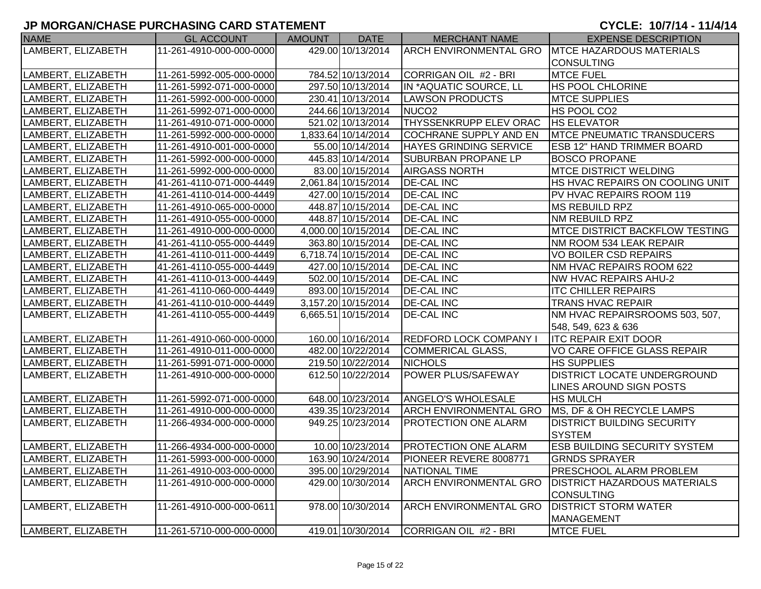# JP MORGAN/CHASE PURCHASING CARD STATEMENT

**CYCLE: 10/7/14 - 11/4/14**

| NAME | GL ACCOUNT | AMOUNT | DATE | MERCHANT NAME | EXPENSE DESCRIPTION |
|---|---|---|---|---|---|
| LAMBERT, ELIZABETH | 11-261-4910-000-000-0000 | 429.00 | 10/13/2014 | ARCH ENVIRONMENTAL GRO | MTCE HAZARDOUS MATERIALS CONSULTING |
| LAMBERT, ELIZABETH | 11-261-5992-005-000-0000 | 784.52 | 10/13/2014 | CORRIGAN OIL #2 - BRI | MTCE FUEL |
| LAMBERT, ELIZABETH | 11-261-5992-071-000-0000 | 297.50 | 10/13/2014 | IN *AQUATIC SOURCE, LL | HS POOL CHLORINE |
| LAMBERT, ELIZABETH | 11-261-5992-000-000-0000 | 230.41 | 10/13/2014 | LAWSON PRODUCTS | MTCE SUPPLIES |
| LAMBERT, ELIZABETH | 11-261-5992-071-000-0000 | 244.66 | 10/13/2014 | NUCO2 | HS POOL CO2 |
| LAMBERT, ELIZABETH | 11-261-4910-071-000-0000 | 521.02 | 10/13/2014 | THYSSENKRUPP ELEV ORAC | HS ELEVATOR |
| LAMBERT, ELIZABETH | 11-261-5992-000-000-0000 | 1,833.64 | 10/14/2014 | COCHRANE SUPPLY AND EN | MTCE PNEUMATIC TRANSDUCERS |
| LAMBERT, ELIZABETH | 11-261-4910-001-000-0000 | 55.00 | 10/14/2014 | HAYES GRINDING SERVICE | ESB 12" HAND TRIMMER BOARD |
| LAMBERT, ELIZABETH | 11-261-5992-000-000-0000 | 445.83 | 10/14/2014 | SUBURBAN PROPANE LP | BOSCO PROPANE |
| LAMBERT, ELIZABETH | 11-261-5992-000-000-0000 | 83.00 | 10/15/2014 | AIRGASS NORTH | MTCE DISTRICT WELDING |
| LAMBERT, ELIZABETH | 41-261-4110-071-000-4449 | 2,061.84 | 10/15/2014 | DE-CAL INC | HS HVAC REPAIRS ON COOLING UNIT |
| LAMBERT, ELIZABETH | 41-261-4110-014-000-4449 | 427.00 | 10/15/2014 | DE-CAL INC | PV HVAC REPAIRS ROOM 119 |
| LAMBERT, ELIZABETH | 11-261-4910-065-000-0000 | 448.87 | 10/15/2014 | DE-CAL INC | MS REBUILD RPZ |
| LAMBERT, ELIZABETH | 11-261-4910-055-000-0000 | 448.87 | 10/15/2014 | DE-CAL INC | NM REBUILD RPZ |
| LAMBERT, ELIZABETH | 11-261-4910-000-000-0000 | 4,000.00 | 10/15/2014 | DE-CAL INC | MTCE DISTRICT BACKFLOW TESTING |
| LAMBERT, ELIZABETH | 41-261-4110-055-000-4449 | 363.80 | 10/15/2014 | DE-CAL INC | NM ROOM 534 LEAK REPAIR |
| LAMBERT, ELIZABETH | 41-261-4110-011-000-4449 | 6,718.74 | 10/15/2014 | DE-CAL INC | VO BOILER CSD REPAIRS |
| LAMBERT, ELIZABETH | 41-261-4110-055-000-4449 | 427.00 | 10/15/2014 | DE-CAL INC | NM HVAC REPAIRS ROOM 622 |
| LAMBERT, ELIZABETH | 41-261-4110-013-000-4449 | 502.00 | 10/15/2014 | DE-CAL INC | NW HVAC REPAIRS AHU-2 |
| LAMBERT, ELIZABETH | 41-261-4110-060-000-4449 | 893.00 | 10/15/2014 | DE-CAL INC | ITC CHILLER REPAIRS |
| LAMBERT, ELIZABETH | 41-261-4110-010-000-4449 | 3,157.20 | 10/15/2014 | DE-CAL INC | TRANS HVAC REPAIR |
| LAMBERT, ELIZABETH | 41-261-4110-055-000-4449 | 6,665.51 | 10/15/2014 | DE-CAL INC | NM HVAC REPAIRSROOMS 503, 507, 548, 549, 623 & 636 |
| LAMBERT, ELIZABETH | 11-261-4910-060-000-0000 | 160.00 | 10/16/2014 | REDFORD LOCK COMPANY I | ITC REPAIR EXIT DOOR |
| LAMBERT, ELIZABETH | 11-261-4910-011-000-0000 | 482.00 | 10/22/2014 | COMMERICAL GLASS, | VO CARE OFFICE GLASS REPAIR |
| LAMBERT, ELIZABETH | 11-261-5991-071-000-0000 | 219.50 | 10/22/2014 | NICHOLS | HS SUPPLIES |
| LAMBERT, ELIZABETH | 11-261-4910-000-000-0000 | 612.50 | 10/22/2014 | POWER PLUS/SAFEWAY | DISTRICT LOCATE UNDERGROUND LINES AROUND SIGN POSTS |
| LAMBERT, ELIZABETH | 11-261-5992-071-000-0000 | 648.00 | 10/23/2014 | ANGELO'S WHOLESALE | HS MULCH |
| LAMBERT, ELIZABETH | 11-261-4910-000-000-0000 | 439.35 | 10/23/2014 | ARCH ENVIRONMENTAL GRO | MS, DF & OH RECYCLE LAMPS |
| LAMBERT, ELIZABETH | 11-266-4934-000-000-0000 | 949.25 | 10/23/2014 | PROTECTION ONE ALARM | DISTRICT BUILDING SECURITY SYSTEM |
| LAMBERT, ELIZABETH | 11-266-4934-000-000-0000 | 10.00 | 10/23/2014 | PROTECTION ONE ALARM | ESB BUILDING SECURITY SYSTEM |
| LAMBERT, ELIZABETH | 11-261-5993-000-000-0000 | 163.90 | 10/24/2014 | PIONEER REVERE 8008771 | GRNDS SPRAYER |
| LAMBERT, ELIZABETH | 11-261-4910-003-000-0000 | 395.00 | 10/29/2014 | NATIONAL TIME | PRESCHOOL ALARM PROBLEM |
| LAMBERT, ELIZABETH | 11-261-4910-000-000-0000 | 429.00 | 10/30/2014 | ARCH ENVIRONMENTAL GRO | DISTRICT HAZARDOUS MATERIALS CONSULTING |
| LAMBERT, ELIZABETH | 11-261-4910-000-000-0611 | 978.00 | 10/30/2014 | ARCH ENVIRONMENTAL GRO | DISTRICT STORM WATER MANAGEMENT |
| LAMBERT, ELIZABETH | 11-261-5710-000-000-0000 | 419.01 | 10/30/2014 | CORRIGAN OIL #2 - BRI | MTCE FUEL |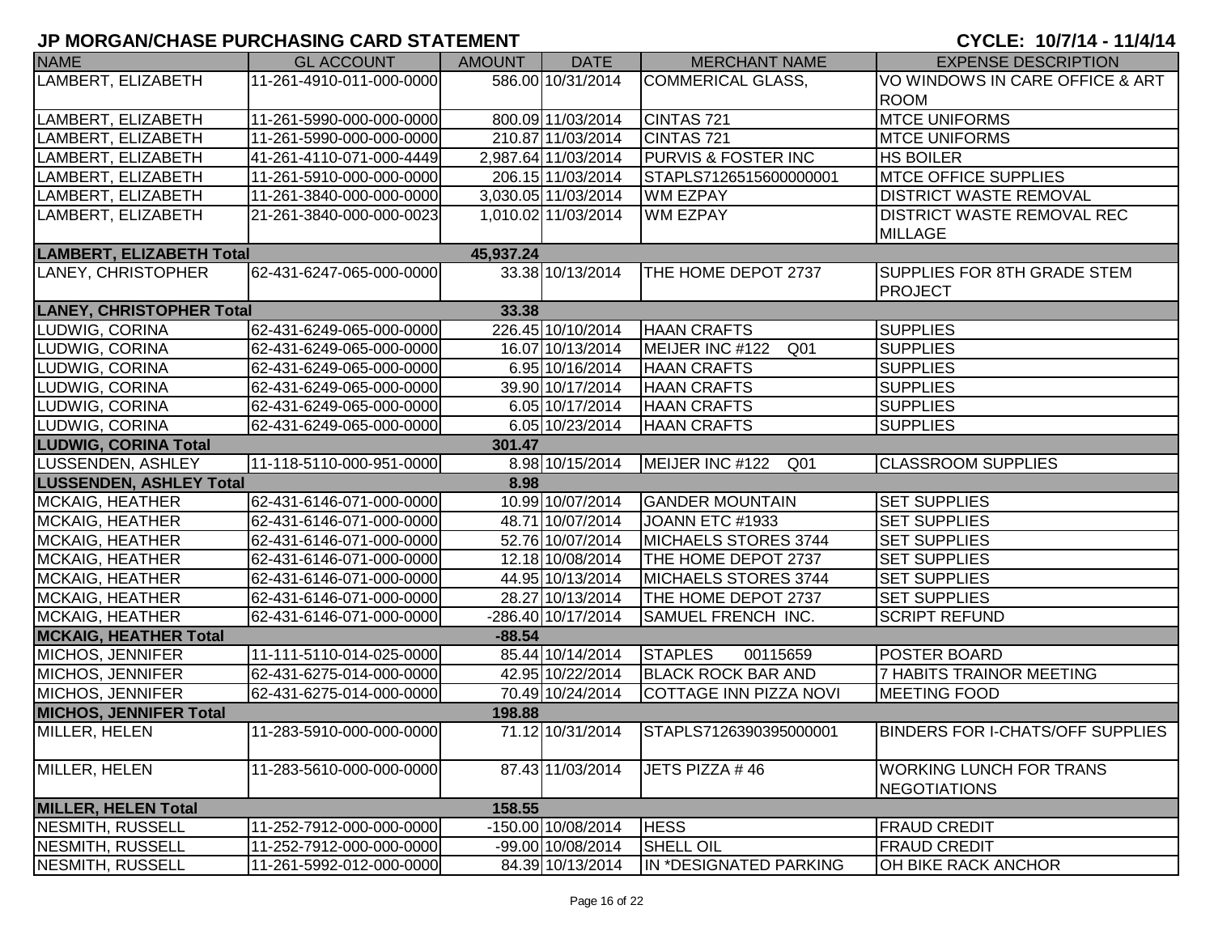# JP MORGAN/CHASE PURCHASING CARD STATEMENT

CYCLE: 10/7/14 - 11/4/14

| NAME | GL ACCOUNT | AMOUNT | DATE | MERCHANT NAME | EXPENSE DESCRIPTION |
|---|---|---|---|---|---|
| LAMBERT, ELIZABETH | 11-261-4910-011-000-0000 | 586.00 | 10/31/2014 | COMMERICAL GLASS, | VO WINDOWS IN CARE OFFICE & ART ROOM |
| LAMBERT, ELIZABETH | 11-261-5990-000-000-0000 | 800.09 | 11/03/2014 | CINTAS 721 | MTCE UNIFORMS |
| LAMBERT, ELIZABETH | 11-261-5990-000-000-0000 | 210.87 | 11/03/2014 | CINTAS 721 | MTCE UNIFORMS |
| LAMBERT, ELIZABETH | 41-261-4110-071-000-4449 | 2,987.64 | 11/03/2014 | PURVIS & FOSTER INC | HS BOILER |
| LAMBERT, ELIZABETH | 11-261-5910-000-000-0000 | 206.15 | 11/03/2014 | STAPLS7126515600000001 | MTCE OFFICE SUPPLIES |
| LAMBERT, ELIZABETH | 11-261-3840-000-000-0000 | 3,030.05 | 11/03/2014 | WM EZPAY | DISTRICT WASTE REMOVAL |
| LAMBERT, ELIZABETH | 21-261-3840-000-000-0023 | 1,010.02 | 11/03/2014 | WM EZPAY | DISTRICT WASTE REMOVAL REC MILLAGE |
| **LAMBERT, ELIZABETH Total** | | **45,937.24** | | | |
| LANEY, CHRISTOPHER | 62-431-6247-065-000-0000 | 33.38 | 10/13/2014 | THE HOME DEPOT 2737 | SUPPLIES FOR 8TH GRADE STEM PROJECT |
| **LANEY, CHRISTOPHER Total** | | **33.38** | | | |
| LUDWIG, CORINA | 62-431-6249-065-000-0000 | 226.45 | 10/10/2014 | HAAN CRAFTS | SUPPLIES |
| LUDWIG, CORINA | 62-431-6249-065-000-0000 | 16.07 | 10/13/2014 | MEIJER INC #122 Q01 | SUPPLIES |
| LUDWIG, CORINA | 62-431-6249-065-000-0000 | 6.95 | 10/16/2014 | HAAN CRAFTS | SUPPLIES |
| LUDWIG, CORINA | 62-431-6249-065-000-0000 | 39.90 | 10/17/2014 | HAAN CRAFTS | SUPPLIES |
| LUDWIG, CORINA | 62-431-6249-065-000-0000 | 6.05 | 10/17/2014 | HAAN CRAFTS | SUPPLIES |
| LUDWIG, CORINA | 62-431-6249-065-000-0000 | 6.05 | 10/23/2014 | HAAN CRAFTS | SUPPLIES |
| **LUDWIG, CORINA Total** | | **301.47** | | | |
| LUSSENDEN, ASHLEY | 11-118-5110-000-951-0000 | 8.98 | 10/15/2014 | MEIJER INC #122 Q01 | CLASSROOM SUPPLIES |
| **LUSSENDEN, ASHLEY Total** | | **8.98** | | | |
| MCKAIG, HEATHER | 62-431-6146-071-000-0000 | 10.99 | 10/07/2014 | GANDER MOUNTAIN | SET SUPPLIES |
| MCKAIG, HEATHER | 62-431-6146-071-000-0000 | 48.71 | 10/07/2014 | JOANN ETC #1933 | SET SUPPLIES |
| MCKAIG, HEATHER | 62-431-6146-071-000-0000 | 52.76 | 10/07/2014 | MICHAELS STORES 3744 | SET SUPPLIES |
| MCKAIG, HEATHER | 62-431-6146-071-000-0000 | 12.18 | 10/08/2014 | THE HOME DEPOT 2737 | SET SUPPLIES |
| MCKAIG, HEATHER | 62-431-6146-071-000-0000 | 44.95 | 10/13/2014 | MICHAELS STORES 3744 | SET SUPPLIES |
| MCKAIG, HEATHER | 62-431-6146-071-000-0000 | 28.27 | 10/13/2014 | THE HOME DEPOT 2737 | SET SUPPLIES |
| MCKAIG, HEATHER | 62-431-6146-071-000-0000 | -286.40 | 10/17/2014 | SAMUEL FRENCH INC. | SCRIPT REFUND |
| **MCKAIG, HEATHER Total** | | **-88.54** | | | |
| MICHOS, JENNIFER | 11-111-5110-014-025-0000 | 85.44 | 10/14/2014 | STAPLES 00115659 | POSTER BOARD |
| MICHOS, JENNIFER | 62-431-6275-014-000-0000 | 42.95 | 10/22/2014 | BLACK ROCK BAR AND | 7 HABITS TRAINOR MEETING |
| MICHOS, JENNIFER | 62-431-6275-014-000-0000 | 70.49 | 10/24/2014 | COTTAGE INN PIZZA NOVI | MEETING FOOD |
| **MICHOS, JENNIFER Total** | | **198.88** | | | |
| MILLER, HELEN | 11-283-5910-000-000-0000 | 71.12 | 10/31/2014 | STAPLS7126390395000001 | BINDERS FOR I-CHATS/OFF SUPPLIES |
| MILLER, HELEN | 11-283-5610-000-000-0000 | 87.43 | 11/03/2014 | JETS PIZZA # 46 | WORKING LUNCH FOR TRANS NEGOTIATIONS |
| **MILLER, HELEN Total** | | **158.55** | | | |
| NESMITH, RUSSELL | 11-252-7912-000-000-0000 | -150.00 | 10/08/2014 | HESS | FRAUD CREDIT |
| NESMITH, RUSSELL | 11-252-7912-000-000-0000 | -99.00 | 10/08/2014 | SHELL OIL | FRAUD CREDIT |
| NESMITH, RUSSELL | 11-261-5992-012-000-0000 | 84.39 | 10/13/2014 | IN *DESIGNATED PARKING | OH BIKE RACK ANCHOR |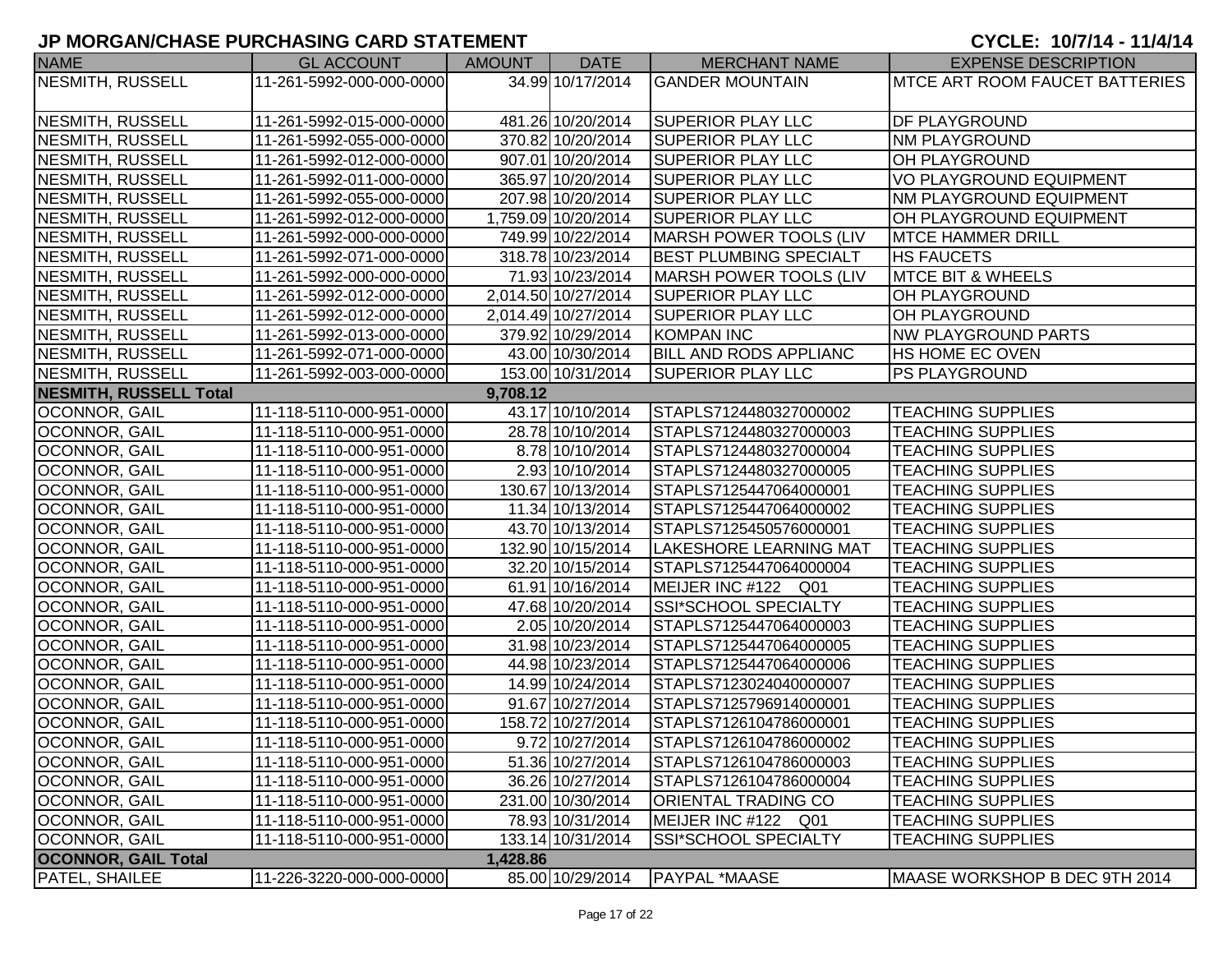# JP MORGAN/CHASE PURCHASING CARD STATEMENT

**CYCLE: 10/7/14 - 11/4/14**

| NAME | GL ACCOUNT | AMOUNT | DATE | MERCHANT NAME | EXPENSE DESCRIPTION |
|---|---|---|---|---|---|
| NESMITH, RUSSELL | 11-261-5992-000-000-0000 | 34.99 | 10/17/2014 | GANDER MOUNTAIN | MTCE ART ROOM FAUCET BATTERIES |
| NESMITH, RUSSELL | 11-261-5992-015-000-0000 | 481.26 | 10/20/2014 | SUPERIOR PLAY LLC | DF PLAYGROUND |
| NESMITH, RUSSELL | 11-261-5992-055-000-0000 | 370.82 | 10/20/2014 | SUPERIOR PLAY LLC | NM PLAYGROUND |
| NESMITH, RUSSELL | 11-261-5992-012-000-0000 | 907.01 | 10/20/2014 | SUPERIOR PLAY LLC | OH PLAYGROUND |
| NESMITH, RUSSELL | 11-261-5992-011-000-0000 | 365.97 | 10/20/2014 | SUPERIOR PLAY LLC | VO PLAYGROUND EQUIPMENT |
| NESMITH, RUSSELL | 11-261-5992-055-000-0000 | 207.98 | 10/20/2014 | SUPERIOR PLAY LLC | NM PLAYGROUND EQUIPMENT |
| NESMITH, RUSSELL | 11-261-5992-012-000-0000 | 1,759.09 | 10/20/2014 | SUPERIOR PLAY LLC | OH PLAYGROUND EQUIPMENT |
| NESMITH, RUSSELL | 11-261-5992-000-000-0000 | 749.99 | 10/22/2014 | MARSH POWER TOOLS (LIV | MTCE HAMMER DRILL |
| NESMITH, RUSSELL | 11-261-5992-071-000-0000 | 318.78 | 10/23/2014 | BEST PLUMBING SPECIALT | HS FAUCETS |
| NESMITH, RUSSELL | 11-261-5992-000-000-0000 | 71.93 | 10/23/2014 | MARSH POWER TOOLS (LIV | MTCE BIT & WHEELS |
| NESMITH, RUSSELL | 11-261-5992-012-000-0000 | 2,014.50 | 10/27/2014 | SUPERIOR PLAY LLC | OH PLAYGROUND |
| NESMITH, RUSSELL | 11-261-5992-012-000-0000 | 2,014.49 | 10/27/2014 | SUPERIOR PLAY LLC | OH PLAYGROUND |
| NESMITH, RUSSELL | 11-261-5992-013-000-0000 | 379.92 | 10/29/2014 | KOMPAN INC | NW PLAYGROUND PARTS |
| NESMITH, RUSSELL | 11-261-5992-071-000-0000 | 43.00 | 10/30/2014 | BILL AND RODS APPLIANC | HS HOME EC OVEN |
| NESMITH, RUSSELL | 11-261-5992-003-000-0000 | 153.00 | 10/31/2014 | SUPERIOR PLAY LLC | PS PLAYGROUND |
| **NESMITH, RUSSELL Total** | | **9,708.12** | | | |
| OCONNOR, GAIL | 11-118-5110-000-951-0000 | 43.17 | 10/10/2014 | STAPLS7124480327000002 | TEACHING SUPPLIES |
| OCONNOR, GAIL | 11-118-5110-000-951-0000 | 28.78 | 10/10/2014 | STAPLS7124480327000003 | TEACHING SUPPLIES |
| OCONNOR, GAIL | 11-118-5110-000-951-0000 | 8.78 | 10/10/2014 | STAPLS7124480327000004 | TEACHING SUPPLIES |
| OCONNOR, GAIL | 11-118-5110-000-951-0000 | 2.93 | 10/10/2014 | STAPLS7124480327000005 | TEACHING SUPPLIES |
| OCONNOR, GAIL | 11-118-5110-000-951-0000 | 130.67 | 10/13/2014 | STAPLS7125447064000001 | TEACHING SUPPLIES |
| OCONNOR, GAIL | 11-118-5110-000-951-0000 | 11.34 | 10/13/2014 | STAPLS7125447064000002 | TEACHING SUPPLIES |
| OCONNOR, GAIL | 11-118-5110-000-951-0000 | 43.70 | 10/13/2014 | STAPLS7125450576000001 | TEACHING SUPPLIES |
| OCONNOR, GAIL | 11-118-5110-000-951-0000 | 132.90 | 10/15/2014 | LAKESHORE LEARNING MAT | TEACHING SUPPLIES |
| OCONNOR, GAIL | 11-118-5110-000-951-0000 | 32.20 | 10/15/2014 | STAPLS7125447064000004 | TEACHING SUPPLIES |
| OCONNOR, GAIL | 11-118-5110-000-951-0000 | 61.91 | 10/16/2014 | MEIJER INC #122 Q01 | TEACHING SUPPLIES |
| OCONNOR, GAIL | 11-118-5110-000-951-0000 | 47.68 | 10/20/2014 | SSI*SCHOOL SPECIALTY | TEACHING SUPPLIES |
| OCONNOR, GAIL | 11-118-5110-000-951-0000 | 2.05 | 10/20/2014 | STAPLS7125447064000003 | TEACHING SUPPLIES |
| OCONNOR, GAIL | 11-118-5110-000-951-0000 | 31.98 | 10/23/2014 | STAPLS7125447064000005 | TEACHING SUPPLIES |
| OCONNOR, GAIL | 11-118-5110-000-951-0000 | 44.98 | 10/23/2014 | STAPLS7125447064000006 | TEACHING SUPPLIES |
| OCONNOR, GAIL | 11-118-5110-000-951-0000 | 14.99 | 10/24/2014 | STAPLS7123024040000007 | TEACHING SUPPLIES |
| OCONNOR, GAIL | 11-118-5110-000-951-0000 | 91.67 | 10/27/2014 | STAPLS7125796914000001 | TEACHING SUPPLIES |
| OCONNOR, GAIL | 11-118-5110-000-951-0000 | 158.72 | 10/27/2014 | STAPLS7126104786000001 | TEACHING SUPPLIES |
| OCONNOR, GAIL | 11-118-5110-000-951-0000 | 9.72 | 10/27/2014 | STAPLS7126104786000002 | TEACHING SUPPLIES |
| OCONNOR, GAIL | 11-118-5110-000-951-0000 | 51.36 | 10/27/2014 | STAPLS7126104786000003 | TEACHING SUPPLIES |
| OCONNOR, GAIL | 11-118-5110-000-951-0000 | 36.26 | 10/27/2014 | STAPLS7126104786000004 | TEACHING SUPPLIES |
| OCONNOR, GAIL | 11-118-5110-000-951-0000 | 231.00 | 10/30/2014 | ORIENTAL TRADING CO | TEACHING SUPPLIES |
| OCONNOR, GAIL | 11-118-5110-000-951-0000 | 78.93 | 10/31/2014 | MEIJER INC #122 Q01 | TEACHING SUPPLIES |
| OCONNOR, GAIL | 11-118-5110-000-951-0000 | 133.14 | 10/31/2014 | SSI*SCHOOL SPECIALTY | TEACHING SUPPLIES |
| **OCONNOR, GAIL Total** | | **1,428.86** | | | |
| PATEL, SHAILEE | 11-226-3220-000-000-0000 | 85.00 | 10/29/2014 | PAYPAL *MAASE | MAASE WORKSHOP B DEC 9TH 2014 |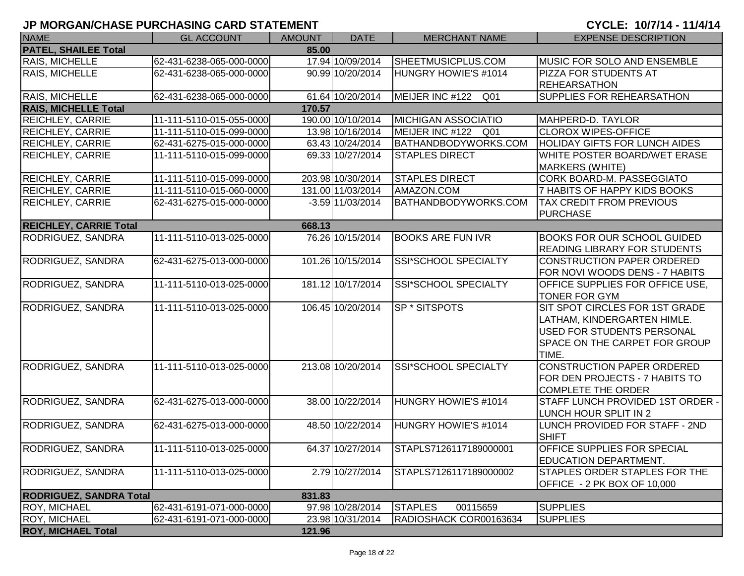# JP MORGAN/CHASE PURCHASING CARD STATEMENT

**CYCLE: 10/7/14 - 11/4/14**

| NAME | GL ACCOUNT | AMOUNT | DATE | MERCHANT NAME | EXPENSE DESCRIPTION |
|---|---|---|---|---|---|
| **PATEL, SHAILEE Total** | | **85.00** | | | |
| RAIS, MICHELLE | 62-431-6238-065-000-0000 | 17.94 | 10/09/2014 | SHEETMUSICPLUS.COM | MUSIC FOR SOLO AND ENSEMBLE |
| RAIS, MICHELLE | 62-431-6238-065-000-0000 | 90.99 | 10/20/2014 | HUNGRY HOWIE'S #1014 | PIZZA FOR STUDENTS AT REHEARSATHON |
| RAIS, MICHELLE | 62-431-6238-065-000-0000 | 61.64 | 10/20/2014 | MEIJER INC #122 Q01 | SUPPLIES FOR REHEARSATHON |
| **RAIS, MICHELLE Total** | | **170.57** | | | |
| REICHLEY, CARRIE | 11-111-5110-015-055-0000 | 190.00 | 10/10/2014 | MICHIGAN ASSOCIATIO | MAHPERD-D. TAYLOR |
| REICHLEY, CARRIE | 11-111-5110-015-099-0000 | 13.98 | 10/16/2014 | MEIJER INC #122 Q01 | CLOROX WIPES-OFFICE |
| REICHLEY, CARRIE | 62-431-6275-015-000-0000 | 63.43 | 10/24/2014 | BATHANDBODYWORKS.COM | HOLIDAY GIFTS FOR LUNCH AIDES |
| REICHLEY, CARRIE | 11-111-5110-015-099-0000 | 69.33 | 10/27/2014 | STAPLES DIRECT | WHITE POSTER BOARD/WET ERASE MARKERS (WHITE) |
| REICHLEY, CARRIE | 11-111-5110-015-099-0000 | 203.98 | 10/30/2014 | STAPLES DIRECT | CORK BOARD-M. PASSEGGIATO |
| REICHLEY, CARRIE | 11-111-5110-015-060-0000 | 131.00 | 11/03/2014 | AMAZON.COM | 7 HABITS OF HAPPY KIDS BOOKS |
| REICHLEY, CARRIE | 62-431-6275-015-000-0000 | -3.59 | 11/03/2014 | BATHANDBODYWORKS.COM | TAX CREDIT FROM PREVIOUS PURCHASE |
| **REICHLEY, CARRIE Total** | | **668.13** | | | |
| RODRIGUEZ, SANDRA | 11-111-5110-013-025-0000 | 76.26 | 10/15/2014 | BOOKS ARE FUN IVR | BOOKS FOR OUR SCHOOL GUIDED READING LIBRARY FOR STUDENTS |
| RODRIGUEZ, SANDRA | 62-431-6275-013-000-0000 | 101.26 | 10/15/2014 | SSI*SCHOOL SPECIALTY | CONSTRUCTION PAPER ORDERED FOR NOVI WOODS DENS - 7 HABITS |
| RODRIGUEZ, SANDRA | 11-111-5110-013-025-0000 | 181.12 | 10/17/2014 | SSI*SCHOOL SPECIALTY | OFFICE SUPPLIES FOR OFFICE USE, TONER FOR GYM |
| RODRIGUEZ, SANDRA | 11-111-5110-013-025-0000 | 106.45 | 10/20/2014 | SP * SITSPOTS | SIT SPOT CIRCLES FOR 1ST GRADE LATHAM, KINDERGARTEN HIMLE. USED FOR STUDENTS PERSONAL SPACE ON THE CARPET FOR GROUP TIME. |
| RODRIGUEZ, SANDRA | 11-111-5110-013-025-0000 | 213.08 | 10/20/2014 | SSI*SCHOOL SPECIALTY | CONSTRUCTION PAPER ORDERED FOR DEN PROJECTS - 7 HABITS TO COMPLETE THE ORDER |
| RODRIGUEZ, SANDRA | 62-431-6275-013-000-0000 | 38.00 | 10/22/2014 | HUNGRY HOWIE'S #1014 | STAFF LUNCH PROVIDED 1ST ORDER - LUNCH HOUR SPLIT IN 2 |
| RODRIGUEZ, SANDRA | 62-431-6275-013-000-0000 | 48.50 | 10/22/2014 | HUNGRY HOWIE'S #1014 | LUNCH PROVIDED FOR STAFF - 2ND SHIFT |
| RODRIGUEZ, SANDRA | 11-111-5110-013-025-0000 | 64.37 | 10/27/2014 | STAPLS7126117189000001 | OFFICE SUPPLIES FOR SPECIAL EDUCATION DEPARTMENT. |
| RODRIGUEZ, SANDRA | 11-111-5110-013-025-0000 | 2.79 | 10/27/2014 | STAPLS7126117189000002 | STAPLES ORDER STAPLES FOR THE OFFICE - 2 PK BOX OF 10,000 |
| **RODRIGUEZ, SANDRA Total** | | **831.83** | | | |
| ROY, MICHAEL | 62-431-6191-071-000-0000 | 97.98 | 10/28/2014 | STAPLES 00115659 | SUPPLIES |
| ROY, MICHAEL | 62-431-6191-071-000-0000 | 23.98 | 10/31/2014 | RADIOSHACK COR00163634 | SUPPLIES |
| **ROY, MICHAEL Total** | | **121.96** | | | |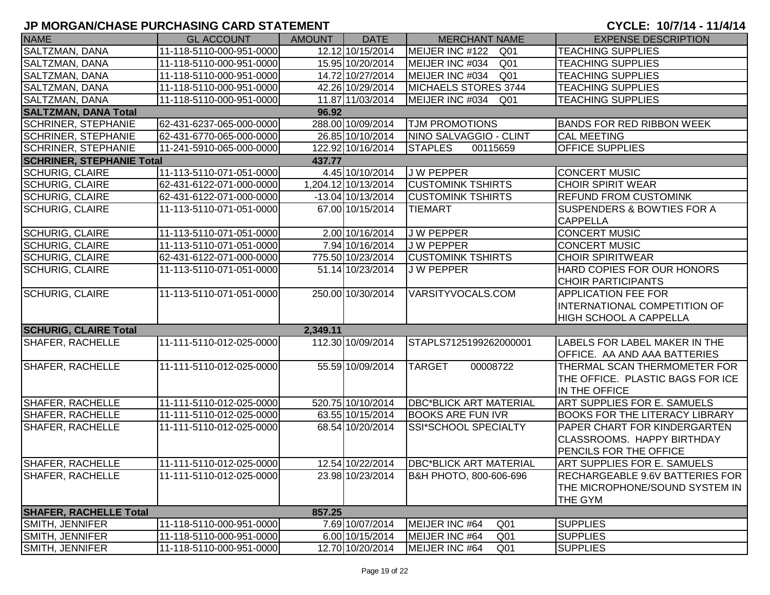# JP MORGAN/CHASE PURCHASING CARD STATEMENT

**CYCLE: 10/7/14 - 11/4/14**

| NAME | GL ACCOUNT | AMOUNT | DATE | MERCHANT NAME | EXPENSE DESCRIPTION |
|---|---|---|---|---|---|
| SALTZMAN, DANA | 11-118-5110-000-951-0000 | 12.12 | 10/15/2014 | MEIJER INC #122 Q01 | TEACHING SUPPLIES |
| SALTZMAN, DANA | 11-118-5110-000-951-0000 | 15.95 | 10/20/2014 | MEIJER INC #034 Q01 | TEACHING SUPPLIES |
| SALTZMAN, DANA | 11-118-5110-000-951-0000 | 14.72 | 10/27/2014 | MEIJER INC #034 Q01 | TEACHING SUPPLIES |
| SALTZMAN, DANA | 11-118-5110-000-951-0000 | 42.26 | 10/29/2014 | MICHAELS STORES 3744 | TEACHING SUPPLIES |
| SALTZMAN, DANA | 11-118-5110-000-951-0000 | 11.87 | 11/03/2014 | MEIJER INC #034 Q01 | TEACHING SUPPLIES |
| **SALTZMAN, DANA Total** | | **96.92** | | | |
| SCHRINER, STEPHANIE | 62-431-6237-065-000-0000 | 288.00 | 10/09/2014 | TJM PROMOTIONS | BANDS FOR RED RIBBON WEEK |
| SCHRINER, STEPHANIE | 62-431-6770-065-000-0000 | 26.85 | 10/10/2014 | NINO SALVAGGIO - CLINT | CAL MEETING |
| SCHRINER, STEPHANIE | 11-241-5910-065-000-0000 | 122.92 | 10/16/2014 | STAPLES 00115659 | OFFICE SUPPLIES |
| **SCHRINER, STEPHANIE Total** | | **437.77** | | | |
| SCHURIG, CLAIRE | 11-113-5110-071-051-0000 | 4.45 | 10/10/2014 | J W PEPPER | CONCERT MUSIC |
| SCHURIG, CLAIRE | 62-431-6122-071-000-0000 | 1,204.12 | 10/13/2014 | CUSTOMINK TSHIRTS | CHOIR SPIRIT WEAR |
| SCHURIG, CLAIRE | 62-431-6122-071-000-0000 | -13.04 | 10/13/2014 | CUSTOMINK TSHIRTS | REFUND FROM CUSTOMINK |
| SCHURIG, CLAIRE | 11-113-5110-071-051-0000 | 67.00 | 10/15/2014 | TIEMART | SUSPENDERS & BOWTIES FOR A CAPPELLA |
| SCHURIG, CLAIRE | 11-113-5110-071-051-0000 | 2.00 | 10/16/2014 | J W PEPPER | CONCERT MUSIC |
| SCHURIG, CLAIRE | 11-113-5110-071-051-0000 | 7.94 | 10/16/2014 | J W PEPPER | CONCERT MUSIC |
| SCHURIG, CLAIRE | 62-431-6122-071-000-0000 | 775.50 | 10/23/2014 | CUSTOMINK TSHIRTS | CHOIR SPIRITWEAR |
| SCHURIG, CLAIRE | 11-113-5110-071-051-0000 | 51.14 | 10/23/2014 | J W PEPPER | HARD COPIES FOR OUR HONORS CHOIR PARTICIPANTS |
| SCHURIG, CLAIRE | 11-113-5110-071-051-0000 | 250.00 | 10/30/2014 | VARSITYVOCALS.COM | APPLICATION FEE FOR INTERNATIONAL COMPETITION OF HIGH SCHOOL A CAPPELLA |
| **SCHURIG, CLAIRE Total** | | **2,349.11** | | | |
| SHAFER, RACHELLE | 11-111-5110-012-025-0000 | 112.30 | 10/09/2014 | STAPLS7125199262000001 | LABELS FOR LABEL MAKER IN THE OFFICE. AA AND AAA BATTERIES |
| SHAFER, RACHELLE | 11-111-5110-012-025-0000 | 55.59 | 10/09/2014 | TARGET 00008722 | THERMAL SCAN THERMOMETER FOR THE OFFICE. PLASTIC BAGS FOR ICE IN THE OFFICE |
| SHAFER, RACHELLE | 11-111-5110-012-025-0000 | 520.75 | 10/10/2014 | DBC*BLICK ART MATERIAL | ART SUPPLIES FOR E. SAMUELS |
| SHAFER, RACHELLE | 11-111-5110-012-025-0000 | 63.55 | 10/15/2014 | BOOKS ARE FUN IVR | BOOKS FOR THE LITERACY LIBRARY |
| SHAFER, RACHELLE | 11-111-5110-012-025-0000 | 68.54 | 10/20/2014 | SSI*SCHOOL SPECIALTY | PAPER CHART FOR KINDERGARTEN CLASSROOMS. HAPPY BIRTHDAY PENCILS FOR THE OFFICE |
| SHAFER, RACHELLE | 11-111-5110-012-025-0000 | 12.54 | 10/22/2014 | DBC*BLICK ART MATERIAL | ART SUPPLIES FOR E. SAMUELS |
| SHAFER, RACHELLE | 11-111-5110-012-025-0000 | 23.98 | 10/23/2014 | B&H PHOTO, 800-606-696 | RECHARGEABLE 9.6V BATTERIES FOR THE MICROPHONE/SOUND SYSTEM IN THE GYM |
| **SHAFER, RACHELLE Total** | | **857.25** | | | |
| SMITH, JENNIFER | 11-118-5110-000-951-0000 | 7.69 | 10/07/2014 | MEIJER INC #64 Q01 | SUPPLIES |
| SMITH, JENNIFER | 11-118-5110-000-951-0000 | 6.00 | 10/15/2014 | MEIJER INC #64 Q01 | SUPPLIES |
| SMITH, JENNIFER | 11-118-5110-000-951-0000 | 12.70 | 10/20/2014 | MEIJER INC #64 Q01 | SUPPLIES |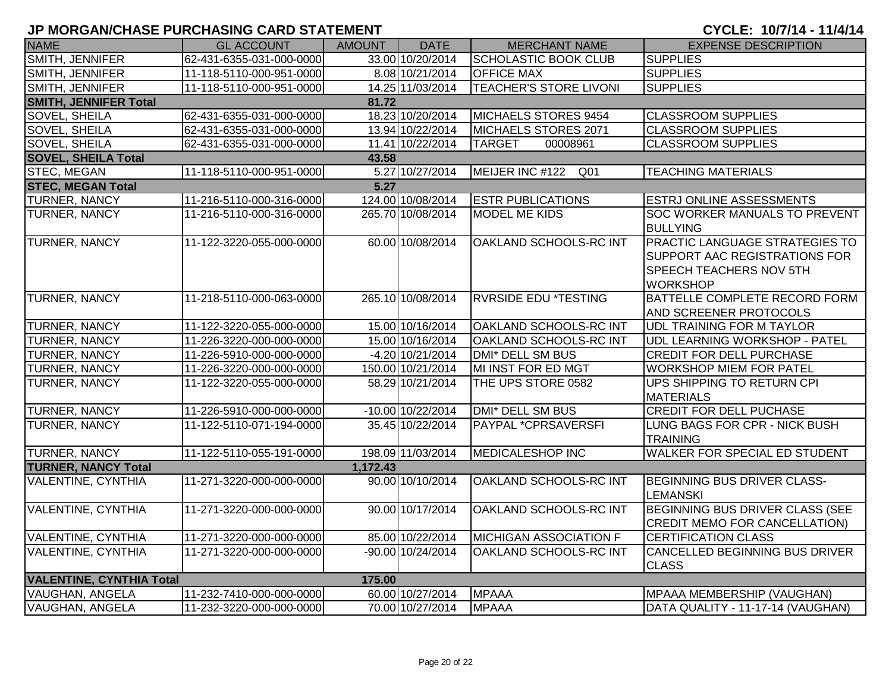# JP MORGAN/CHASE PURCHASING CARD STATEMENT

**CYCLE: 10/7/14 - 11/4/14**

| NAME | GL ACCOUNT | AMOUNT | DATE | MERCHANT NAME | EXPENSE DESCRIPTION |
|---|---|---|---|---|---|
| SMITH, JENNIFER | 62-431-6355-031-000-0000 | 33.00 | 10/20/2014 | SCHOLASTIC BOOK CLUB | SUPPLIES |
| SMITH, JENNIFER | 11-118-5110-000-951-0000 | 8.08 | 10/21/2014 | OFFICE MAX | SUPPLIES |
| SMITH, JENNIFER | 11-118-5110-000-951-0000 | 14.25 | 11/03/2014 | TEACHER'S STORE LIVONI | SUPPLIES |
| **SMITH, JENNIFER Total** | | **81.72** | | | |
| SOVEL, SHEILA | 62-431-6355-031-000-0000 | 18.23 | 10/20/2014 | MICHAELS STORES 9454 | CLASSROOM SUPPLIES |
| SOVEL, SHEILA | 62-431-6355-031-000-0000 | 13.94 | 10/22/2014 | MICHAELS STORES 2071 | CLASSROOM SUPPLIES |
| SOVEL, SHEILA | 62-431-6355-031-000-0000 | 11.41 | 10/22/2014 | TARGET 00008961 | CLASSROOM SUPPLIES |
| **SOVEL, SHEILA Total** | | **43.58** | | | |
| STEC, MEGAN | 11-118-5110-000-951-0000 | 5.27 | 10/27/2014 | MEIJER INC #122 Q01 | TEACHING MATERIALS |
| **STEC, MEGAN Total** | | **5.27** | | | |
| TURNER, NANCY | 11-216-5110-000-316-0000 | 124.00 | 10/08/2014 | ESTR PUBLICATIONS | ESTRJ ONLINE ASSESSMENTS |
| TURNER, NANCY | 11-216-5110-000-316-0000 | 265.70 | 10/08/2014 | MODEL ME KIDS | SOC WORKER MANUALS TO PREVENT BULLYING |
| TURNER, NANCY | 11-122-3220-055-000-0000 | 60.00 | 10/08/2014 | OAKLAND SCHOOLS-RC INT | PRACTIC LANGUAGE STRATEGIES TO SUPPORT AAC REGISTRATIONS FOR SPEECH TEACHERS NOV 5TH WORKSHOP |
| TURNER, NANCY | 11-218-5110-000-063-0000 | 265.10 | 10/08/2014 | RVRSIDE EDU *TESTING | BATTELLE COMPLETE RECORD FORM AND SCREENER PROTOCOLS |
| TURNER, NANCY | 11-122-3220-055-000-0000 | 15.00 | 10/16/2014 | OAKLAND SCHOOLS-RC INT | UDL TRAINING FOR M TAYLOR |
| TURNER, NANCY | 11-226-3220-000-000-0000 | 15.00 | 10/16/2014 | OAKLAND SCHOOLS-RC INT | UDL LEARNING WORKSHOP - PATEL |
| TURNER, NANCY | 11-226-5910-000-000-0000 | -4.20 | 10/21/2014 | DMI* DELL SM BUS | CREDIT FOR DELL PURCHASE |
| TURNER, NANCY | 11-226-3220-000-000-0000 | 150.00 | 10/21/2014 | MI INST FOR ED MGT | WORKSHOP MIEM FOR PATEL |
| TURNER, NANCY | 11-122-3220-055-000-0000 | 58.29 | 10/21/2014 | THE UPS STORE 0582 | UPS SHIPPING TO RETURN CPI MATERIALS |
| TURNER, NANCY | 11-226-5910-000-000-0000 | -10.00 | 10/22/2014 | DMI* DELL SM BUS | CREDIT FOR DELL PUCHASE |
| TURNER, NANCY | 11-122-5110-071-194-0000 | 35.45 | 10/22/2014 | PAYPAL *CPRSAVERSFI | LUNG BAGS FOR CPR - NICK BUSH TRAINING |
| TURNER, NANCY | 11-122-5110-055-191-0000 | 198.09 | 11/03/2014 | MEDICALESHOP INC | WALKER FOR SPECIAL ED STUDENT |
| **TURNER, NANCY Total** | | **1,172.43** | | | |
| VALENTINE, CYNTHIA | 11-271-3220-000-000-0000 | 90.00 | 10/10/2014 | OAKLAND SCHOOLS-RC INT | BEGINNING BUS DRIVER CLASS- LEMANSKI |
| VALENTINE, CYNTHIA | 11-271-3220-000-000-0000 | 90.00 | 10/17/2014 | OAKLAND SCHOOLS-RC INT | BEGINNING BUS DRIVER CLASS (SEE CREDIT MEMO FOR CANCELLATION) |
| VALENTINE, CYNTHIA | 11-271-3220-000-000-0000 | 85.00 | 10/22/2014 | MICHIGAN ASSOCIATION F | CERTIFICATION CLASS |
| VALENTINE, CYNTHIA | 11-271-3220-000-000-0000 | -90.00 | 10/24/2014 | OAKLAND SCHOOLS-RC INT | CANCELLED BEGINNING BUS DRIVER CLASS |
| **VALENTINE, CYNTHIA Total** | | **175.00** | | | |
| VAUGHAN, ANGELA | 11-232-7410-000-000-0000 | 60.00 | 10/27/2014 | MPAAA | MPAAA MEMBERSHIP (VAUGHAN) |
| VAUGHAN, ANGELA | 11-232-3220-000-000-0000 | 70.00 | 10/27/2014 | MPAAA | DATA QUALITY - 11-17-14 (VAUGHAN) |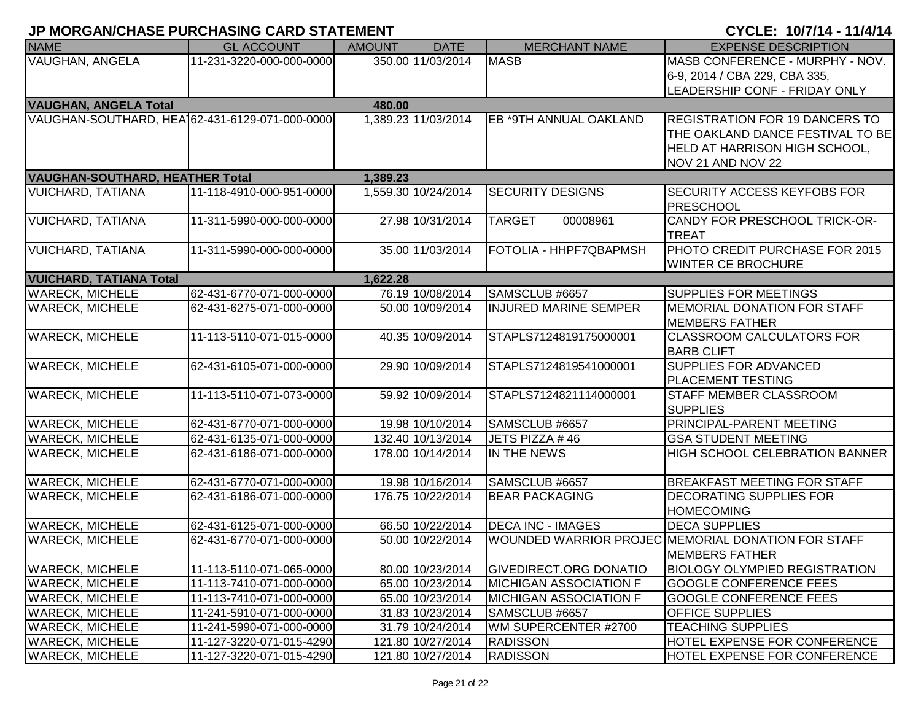# JP MORGAN/CHASE PURCHASING CARD STATEMENT

**CYCLE: 10/7/14 - 11/4/14**

| NAME | GL ACCOUNT | AMOUNT | DATE | MERCHANT NAME | EXPENSE DESCRIPTION |
|---|---|---|---|---|---|
| VAUGHAN, ANGELA | 11-231-3220-000-000-0000 | 350.00 | 11/03/2014 | MASB | MASB CONFERENCE - MURPHY - NOV. 6-9, 2014 / CBA 229, CBA 335, LEADERSHIP CONF - FRIDAY ONLY |
| **VAUGHAN, ANGELA Total** | | **480.00** | | | |
| VAUGHAN-SOUTHARD, HEA | 62-431-6129-071-000-0000 | 1,389.23 | 11/03/2014 | EB *9TH ANNUAL OAKLAND | REGISTRATION FOR 19 DANCERS TO THE OAKLAND DANCE FESTIVAL TO BE HELD AT HARRISON HIGH SCHOOL, NOV 21 AND NOV 22 |
| **VAUGHAN-SOUTHARD, HEATHER Total** | | **1,389.23** | | | |
| VUICHARD, TATIANA | 11-118-4910-000-951-0000 | 1,559.30 | 10/24/2014 | SECURITY DESIGNS | SECURITY ACCESS KEYFOBS FOR PRESCHOOL |
| VUICHARD, TATIANA | 11-311-5990-000-000-0000 | 27.98 | 10/31/2014 | TARGET 00008961 | CANDY FOR PRESCHOOL TRICK-OR-TREAT |
| VUICHARD, TATIANA | 11-311-5990-000-000-0000 | 35.00 | 11/03/2014 | FOTOLIA - HHPF7QBAPMSH | PHOTO CREDIT PURCHASE FOR 2015 WINTER CE BROCHURE |
| **VUICHARD, TATIANA Total** | | **1,622.28** | | | |
| WARECK, MICHELE | 62-431-6770-071-000-0000 | 76.19 | 10/08/2014 | SAMSCLUB #6657 | SUPPLIES FOR MEETINGS |
| WARECK, MICHELE | 62-431-6275-071-000-0000 | 50.00 | 10/09/2014 | INJURED MARINE SEMPER | MEMORIAL DONATION FOR STAFF MEMBERS FATHER |
| WARECK, MICHELE | 11-113-5110-071-015-0000 | 40.35 | 10/09/2014 | STAPLS7124819175000001 | CLASSROOM CALCULATORS FOR BARB CLIFT |
| WARECK, MICHELE | 62-431-6105-071-000-0000 | 29.90 | 10/09/2014 | STAPLS7124819541000001 | SUPPLIES FOR ADVANCED PLACEMENT TESTING |
| WARECK, MICHELE | 11-113-5110-071-073-0000 | 59.92 | 10/09/2014 | STAPLS7124821114000001 | STAFF MEMBER CLASSROOM SUPPLIES |
| WARECK, MICHELE | 62-431-6770-071-000-0000 | 19.98 | 10/10/2014 | SAMSCLUB #6657 | PRINCIPAL-PARENT MEETING |
| WARECK, MICHELE | 62-431-6135-071-000-0000 | 132.40 | 10/13/2014 | JETS PIZZA # 46 | GSA STUDENT MEETING |
| WARECK, MICHELE | 62-431-6186-071-000-0000 | 178.00 | 10/14/2014 | IN THE NEWS | HIGH SCHOOL CELEBRATION BANNER |
| WARECK, MICHELE | 62-431-6770-071-000-0000 | 19.98 | 10/16/2014 | SAMSCLUB #6657 | BREAKFAST MEETING FOR STAFF |
| WARECK, MICHELE | 62-431-6186-071-000-0000 | 176.75 | 10/22/2014 | BEAR PACKAGING | DECORATING SUPPLIES FOR HOMECOMING |
| WARECK, MICHELE | 62-431-6125-071-000-0000 | 66.50 | 10/22/2014 | DECA INC - IMAGES | DECA SUPPLIES |
| WARECK, MICHELE | 62-431-6770-071-000-0000 | 50.00 | 10/22/2014 | WOUNDED WARRIOR PROJEC | MEMORIAL DONATION FOR STAFF MEMBERS FATHER |
| WARECK, MICHELE | 11-113-5110-071-065-0000 | 80.00 | 10/23/2014 | GIVEDIRECT.ORG DONATIO | BIOLOGY OLYMPIED REGISTRATION |
| WARECK, MICHELE | 11-113-7410-071-000-0000 | 65.00 | 10/23/2014 | MICHIGAN ASSOCIATION F | GOOGLE CONFERENCE FEES |
| WARECK, MICHELE | 11-113-7410-071-000-0000 | 65.00 | 10/23/2014 | MICHIGAN ASSOCIATION F | GOOGLE CONFERENCE FEES |
| WARECK, MICHELE | 11-241-5910-071-000-0000 | 31.83 | 10/23/2014 | SAMSCLUB #6657 | OFFICE SUPPLIES |
| WARECK, MICHELE | 11-241-5990-071-000-0000 | 31.79 | 10/24/2014 | WM SUPERCENTER #2700 | TEACHING SUPPLIES |
| WARECK, MICHELE | 11-127-3220-071-015-4290 | 121.80 | 10/27/2014 | RADISSON | HOTEL EXPENSE FOR CONFERENCE |
| WARECK, MICHELE | 11-127-3220-071-015-4290 | 121.80 | 10/27/2014 | RADISSON | HOTEL EXPENSE FOR CONFERENCE |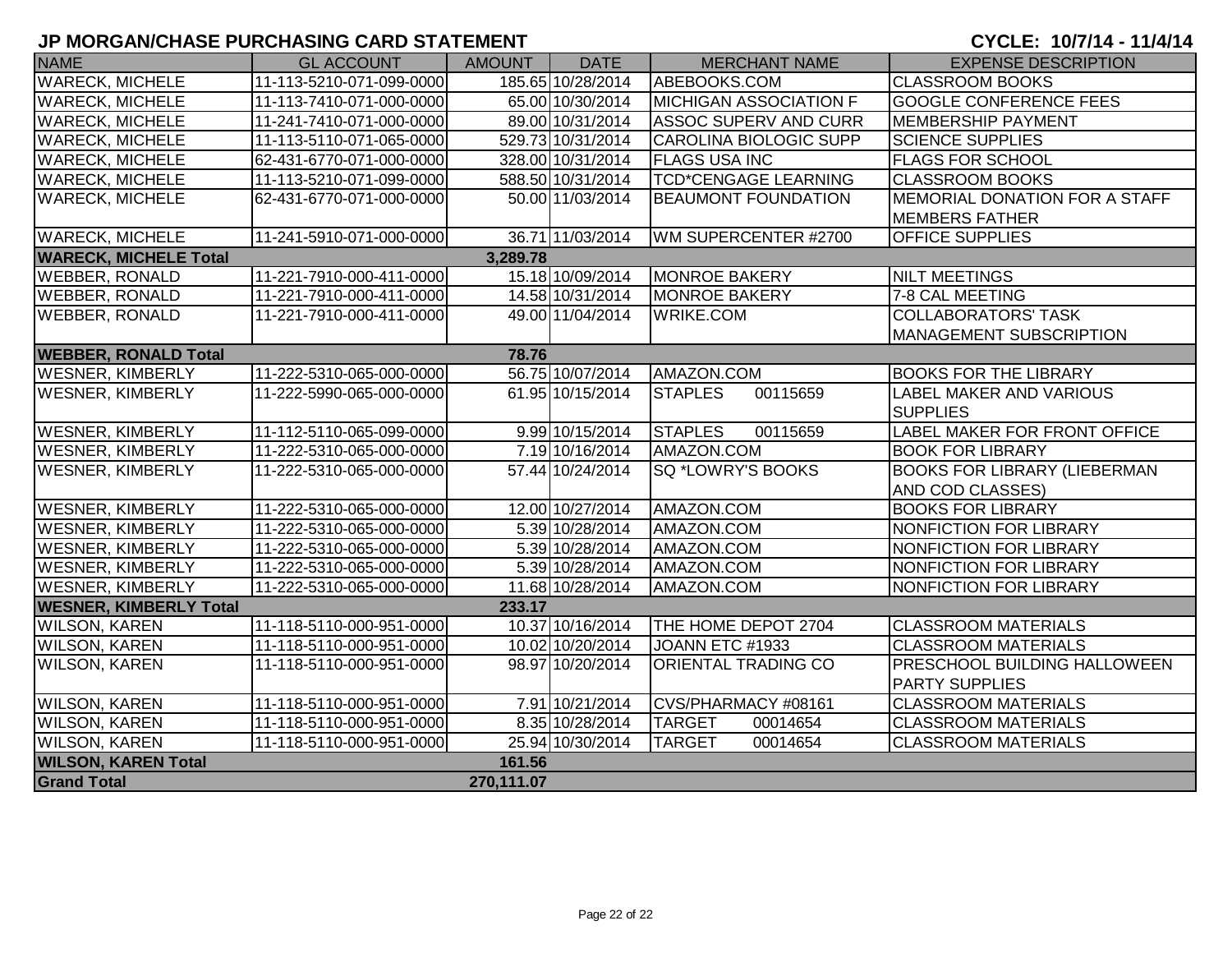# JP MORGAN/CHASE PURCHASING CARD STATEMENT

CYCLE: 10/7/14 - 11/4/14

| NAME | GL ACCOUNT | AMOUNT | DATE | MERCHANT NAME | EXPENSE DESCRIPTION |
|---|---|---|---|---|---|
| WARECK, MICHELE | 11-113-5210-071-099-0000 | 185.65 | 10/28/2014 | ABEBOOKS.COM | CLASSROOM BOOKS |
| WARECK, MICHELE | 11-113-7410-071-000-0000 | 65.00 | 10/30/2014 | MICHIGAN ASSOCIATION F | GOOGLE CONFERENCE FEES |
| WARECK, MICHELE | 11-241-7410-071-000-0000 | 89.00 | 10/31/2014 | ASSOC SUPERV AND CURR | MEMBERSHIP PAYMENT |
| WARECK, MICHELE | 11-113-5110-071-065-0000 | 529.73 | 10/31/2014 | CAROLINA BIOLOGIC SUPP | SCIENCE SUPPLIES |
| WARECK, MICHELE | 62-431-6770-071-000-0000 | 328.00 | 10/31/2014 | FLAGS USA INC | FLAGS FOR SCHOOL |
| WARECK, MICHELE | 11-113-5210-071-099-0000 | 588.50 | 10/31/2014 | TCD*CENGAGE LEARNING | CLASSROOM BOOKS |
| WARECK, MICHELE | 62-431-6770-071-000-0000 | 50.00 | 11/03/2014 | BEAUMONT FOUNDATION | MEMORIAL DONATION FOR A STAFF MEMBERS FATHER |
| WARECK, MICHELE | 11-241-5910-071-000-0000 | 36.71 | 11/03/2014 | WM SUPERCENTER #2700 | OFFICE SUPPLIES |
| **WARECK, MICHELE Total** | | **3,289.78** | | | |
| WEBBER, RONALD | 11-221-7910-000-411-0000 | 15.18 | 10/09/2014 | MONROE BAKERY | NILT MEETINGS |
| WEBBER, RONALD | 11-221-7910-000-411-0000 | 14.58 | 10/31/2014 | MONROE BAKERY | 7-8 CAL MEETING |
| WEBBER, RONALD | 11-221-7910-000-411-0000 | 49.00 | 11/04/2014 | WRIKE.COM | COLLABORATORS' TASK MANAGEMENT SUBSCRIPTION |
| **WEBBER, RONALD Total** | | **78.76** | | | |
| WESNER, KIMBERLY | 11-222-5310-065-000-0000 | 56.75 | 10/07/2014 | AMAZON.COM | BOOKS FOR THE LIBRARY |
| WESNER, KIMBERLY | 11-222-5990-065-000-0000 | 61.95 | 10/15/2014 | STAPLES 00115659 | LABEL MAKER AND VARIOUS SUPPLIES |
| WESNER, KIMBERLY | 11-112-5110-065-099-0000 | 9.99 | 10/15/2014 | STAPLES 00115659 | LABEL MAKER FOR FRONT OFFICE |
| WESNER, KIMBERLY | 11-222-5310-065-000-0000 | 7.19 | 10/16/2014 | AMAZON.COM | BOOK FOR LIBRARY |
| WESNER, KIMBERLY | 11-222-5310-065-000-0000 | 57.44 | 10/24/2014 | SQ *LOWRY'S BOOKS | BOOKS FOR LIBRARY (LIEBERMAN AND COD CLASSES) |
| WESNER, KIMBERLY | 11-222-5310-065-000-0000 | 12.00 | 10/27/2014 | AMAZON.COM | BOOKS FOR LIBRARY |
| WESNER, KIMBERLY | 11-222-5310-065-000-0000 | 5.39 | 10/28/2014 | AMAZON.COM | NONFICTION FOR LIBRARY |
| WESNER, KIMBERLY | 11-222-5310-065-000-0000 | 5.39 | 10/28/2014 | AMAZON.COM | NONFICTION FOR LIBRARY |
| WESNER, KIMBERLY | 11-222-5310-065-000-0000 | 5.39 | 10/28/2014 | AMAZON.COM | NONFICTION FOR LIBRARY |
| WESNER, KIMBERLY | 11-222-5310-065-000-0000 | 11.68 | 10/28/2014 | AMAZON.COM | NONFICTION FOR LIBRARY |
| **WESNER, KIMBERLY Total** | | **233.17** | | | |
| WILSON, KAREN | 11-118-5110-000-951-0000 | 10.37 | 10/16/2014 | THE HOME DEPOT 2704 | CLASSROOM MATERIALS |
| WILSON, KAREN | 11-118-5110-000-951-0000 | 10.02 | 10/20/2014 | JOANN ETC #1933 | CLASSROOM MATERIALS |
| WILSON, KAREN | 11-118-5110-000-951-0000 | 98.97 | 10/20/2014 | ORIENTAL TRADING CO | PRESCHOOL BUILDING HALLOWEEN PARTY SUPPLIES |
| WILSON, KAREN | 11-118-5110-000-951-0000 | 7.91 | 10/21/2014 | CVS/PHARMACY #08161 | CLASSROOM MATERIALS |
| WILSON, KAREN | 11-118-5110-000-951-0000 | 8.35 | 10/28/2014 | TARGET 00014654 | CLASSROOM MATERIALS |
| WILSON, KAREN | 11-118-5110-000-951-0000 | 25.94 | 10/30/2014 | TARGET 00014654 | CLASSROOM MATERIALS |
| **WILSON, KAREN Total** | | **161.56** | | | |
| **Grand Total** | | **270,111.07** | | | |